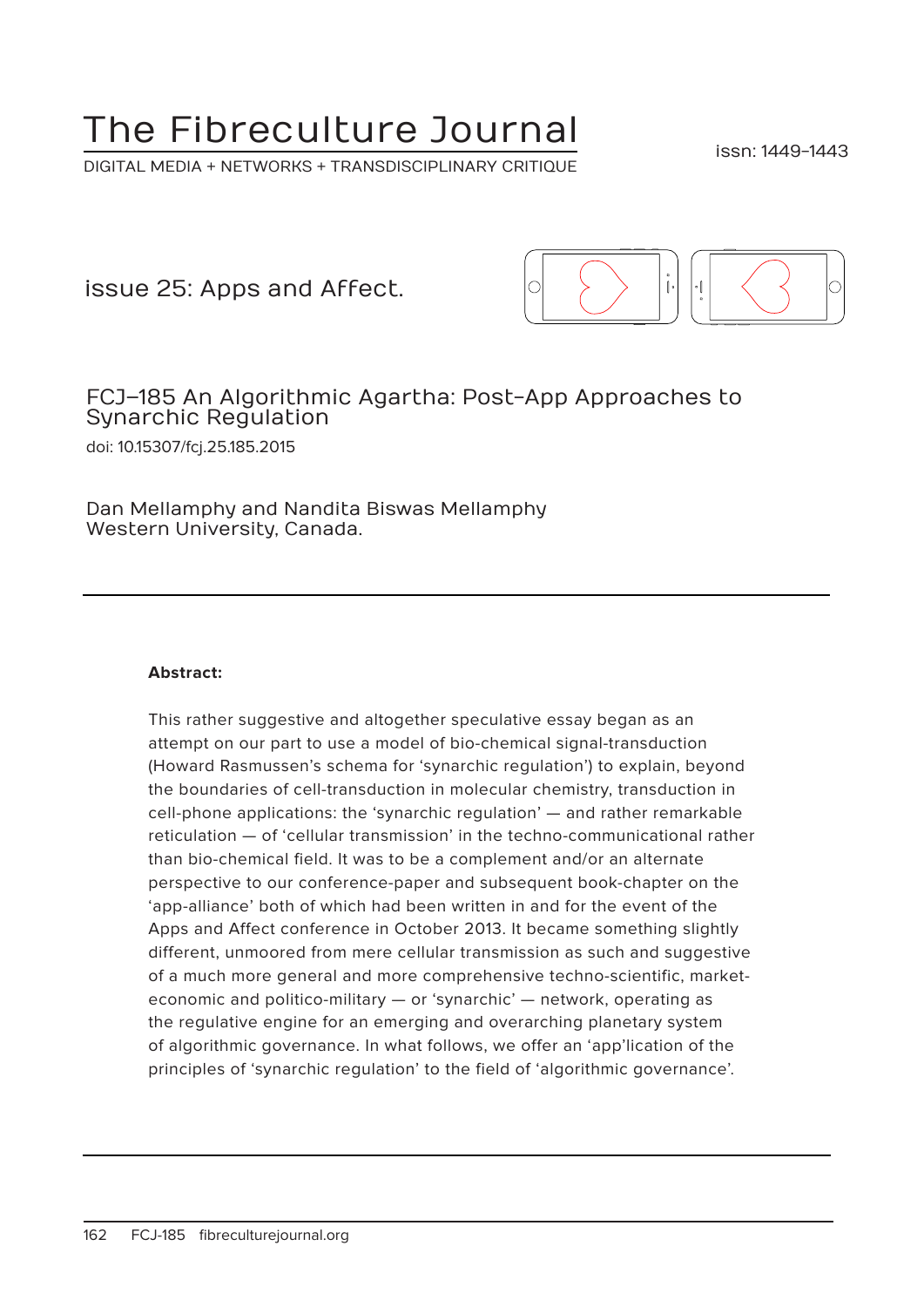# The Fibreculture Journal

DIGITAL MEDIA + NETWORKS + TRANSDISCIPLINARY CRITIQUE

issn: 1449-1443

## issue 25: Apps and Affect.

## FCJ-185 An Algorithmic Agartha: Post-App Approaches to Synarchic Regulation

doi: 10.15307/fcj.25.185.2015

Dan Mellamphy and Nandita Biswas Mellamphy
Western University, Canada.

---

**Abstract:**

This rather suggestive and altogether speculative essay began as an attempt on our part to use a model of bio-chemical signal-transduction (Howard Rasmussen's schema for 'synarchic regulation') to explain, beyond the boundaries of cell-transduction in molecular chemistry, transduction in cell-phone applications: the 'synarchic regulation' — and rather remarkable reticulation — of 'cellular transmission' in the techno-communicational rather than bio-chemical field. It was to be a complement and/or an alternate perspective to our conference-paper and subsequent book-chapter on the 'app-alliance' both of which had been written in and for the event of the Apps and Affect conference in October 2013. It became something slightly different, unmoored from mere cellular transmission as such and suggestive of a much more general and more comprehensive techno-scientific, market-economic and politico-military — or 'synarchic' — network, operating as the regulative engine for an emerging and overarching planetary system of algorithmic governance. In what follows, we offer an 'app'lication of the principles of 'synarchic regulation' to the field of 'algorithmic governance'.

---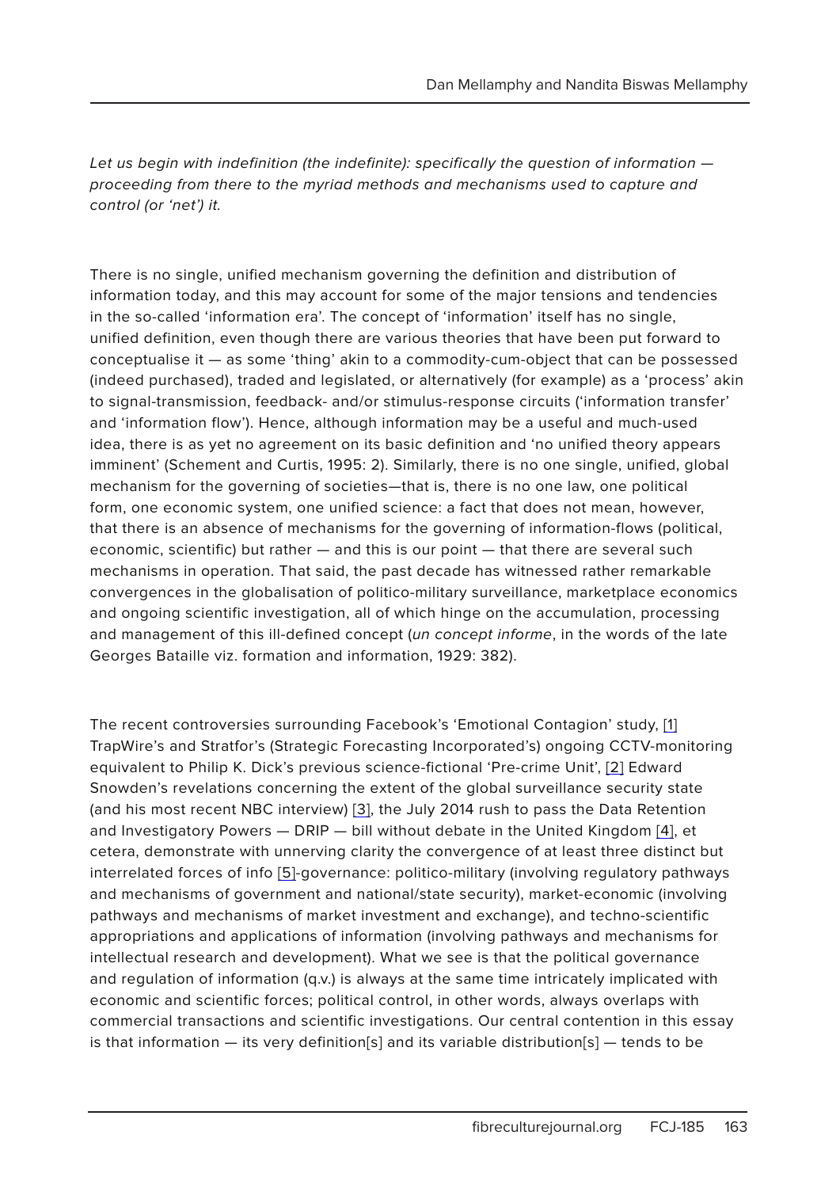*Let us begin with indefinition (the indefinite): specifically the question of information — proceeding from there to the myriad methods and mechanisms used to capture and control (or 'net') it.*

There is no single, unified mechanism governing the definition and distribution of information today, and this may account for some of the major tensions and tendencies in the so-called 'information era'. The concept of 'information' itself has no single, unified definition, even though there are various theories that have been put forward to conceptualise it — as some 'thing' akin to a commodity-cum-object that can be possessed (indeed purchased), traded and legislated, or alternatively (for example) as a 'process' akin to signal-transmission, feedback- and/or stimulus-response circuits ('information transfer' and 'information flow'). Hence, although information may be a useful and much-used idea, there is as yet no agreement on its basic definition and 'no unified theory appears imminent' (Schement and Curtis, 1995: 2). Similarly, there is no one single, unified, global mechanism for the governing of societies—that is, there is no one law, one political form, one economic system, one unified science: a fact that does not mean, however, that there is an absence of mechanisms for the governing of information-flows (political, economic, scientific) but rather — and this is our point — that there are several such mechanisms in operation. That said, the past decade has witnessed rather remarkable convergences in the globalisation of politico-military surveillance, marketplace economics and ongoing scientific investigation, all of which hinge on the accumulation, processing and management of this ill-defined concept (*un concept informe*, in the words of the late Georges Bataille viz. formation and information, 1929: 382).

The recent controversies surrounding Facebook's 'Emotional Contagion' study, [1] TrapWire's and Stratfor's (Strategic Forecasting Incorporated's) ongoing CCTV-monitoring equivalent to Philip K. Dick's previous science-fictional 'Pre-crime Unit', [2] Edward Snowden's revelations concerning the extent of the global surveillance security state (and his most recent NBC interview) [3], the July 2014 rush to pass the Data Retention and Investigatory Powers — DRIP — bill without debate in the United Kingdom [4], et cetera, demonstrate with unnerving clarity the convergence of at least three distinct but interrelated forces of info [5]-governance: politico-military (involving regulatory pathways and mechanisms of government and national/state security), market-economic (involving pathways and mechanisms of market investment and exchange), and techno-scientific appropriations and applications of information (involving pathways and mechanisms for intellectual research and development). What we see is that the political governance and regulation of information (q.v.) is always at the same time intricately implicated with economic and scientific forces; political control, in other words, always overlaps with commercial transactions and scientific investigations. Our central contention in this essay is that information — its very definition[s] and its variable distribution[s] — tends to be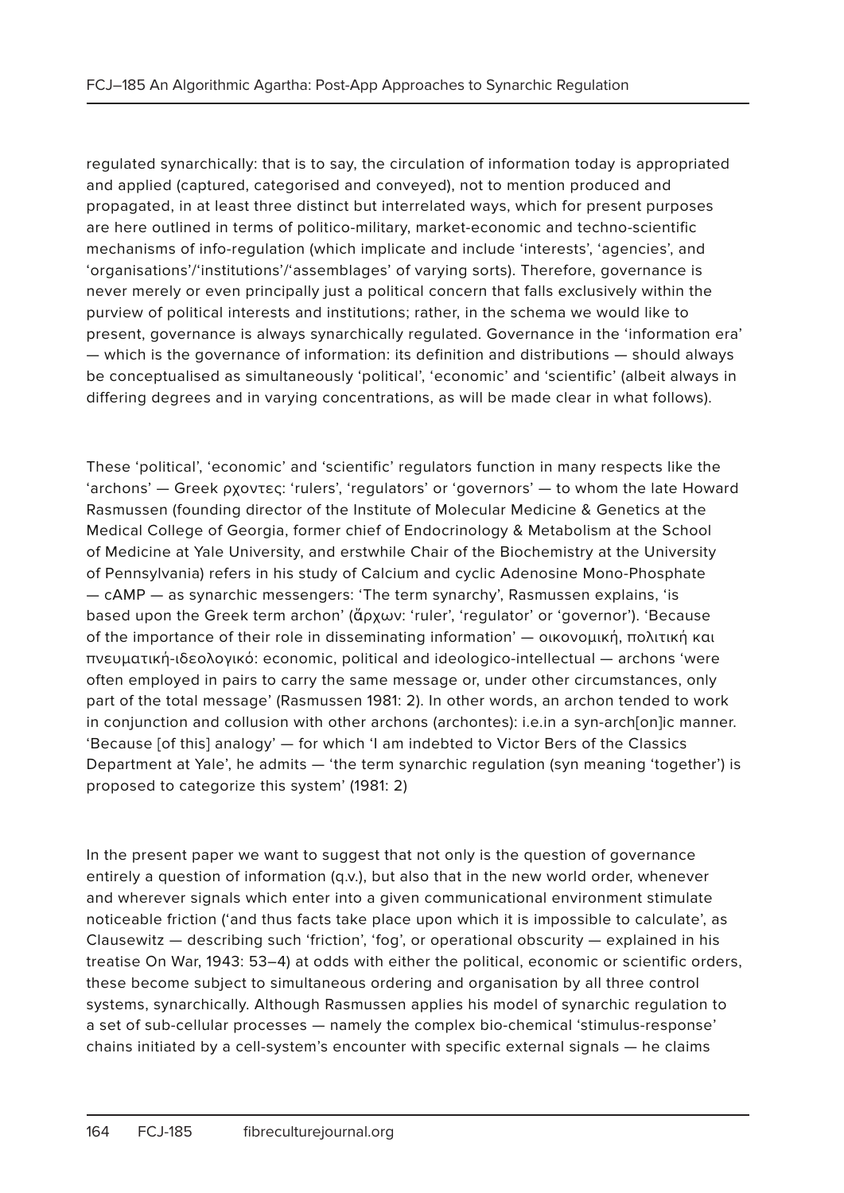regulated synarchically: that is to say, the circulation of information today is appropriated and applied (captured, categorised and conveyed), not to mention produced and propagated, in at least three distinct but interrelated ways, which for present purposes are here outlined in terms of politico-military, market-economic and techno-scientific mechanisms of info-regulation (which implicate and include 'interests', 'agencies', and 'organisations'/'institutions'/'assemblages' of varying sorts). Therefore, governance is never merely or even principally just a political concern that falls exclusively within the purview of political interests and institutions; rather, in the schema we would like to present, governance is always synarchically regulated. Governance in the 'information era' — which is the governance of information: its definition and distributions — should always be conceptualised as simultaneously 'political', 'economic' and 'scientific' (albeit always in differing degrees and in varying concentrations, as will be made clear in what follows).

These 'political', 'economic' and 'scientific' regulators function in many respects like the 'archons' — Greek ρχοντες: 'rulers', 'regulators' or 'governors' — to whom the late Howard Rasmussen (founding director of the Institute of Molecular Medicine & Genetics at the Medical College of Georgia, former chief of Endocrinology & Metabolism at the School of Medicine at Yale University, and erstwhile Chair of the Biochemistry at the University of Pennsylvania) refers in his study of Calcium and cyclic Adenosine Mono-Phosphate — cAMP — as synarchic messengers: 'The term synarchy', Rasmussen explains, 'is based upon the Greek term archon' (ἄρχων: 'ruler', 'regulator' or 'governor'). 'Because of the importance of their role in disseminating information' — οικονομική, πολιτική και πνευματική-ιδεολογικό: economic, political and ideologico-intellectual — archons 'were often employed in pairs to carry the same message or, under other circumstances, only part of the total message' (Rasmussen 1981: 2). In other words, an archon tended to work in conjunction and collusion with other archons (archontes): i.e.in a syn-arch[on]ic manner. 'Because [of this] analogy' — for which 'I am indebted to Victor Bers of the Classics Department at Yale', he admits — 'the term synarchic regulation (syn meaning 'together') is proposed to categorize this system' (1981: 2)

In the present paper we want to suggest that not only is the question of governance entirely a question of information (q.v.), but also that in the new world order, whenever and wherever signals which enter into a given communicational environment stimulate noticeable friction ('and thus facts take place upon which it is impossible to calculate', as Clausewitz — describing such 'friction', 'fog', or operational obscurity — explained in his treatise On War, 1943: 53–4) at odds with either the political, economic or scientific orders, these become subject to simultaneous ordering and organisation by all three control systems, synarchically. Although Rasmussen applies his model of synarchic regulation to a set of sub-cellular processes — namely the complex bio-chemical 'stimulus-response' chains initiated by a cell-system's encounter with specific external signals — he claims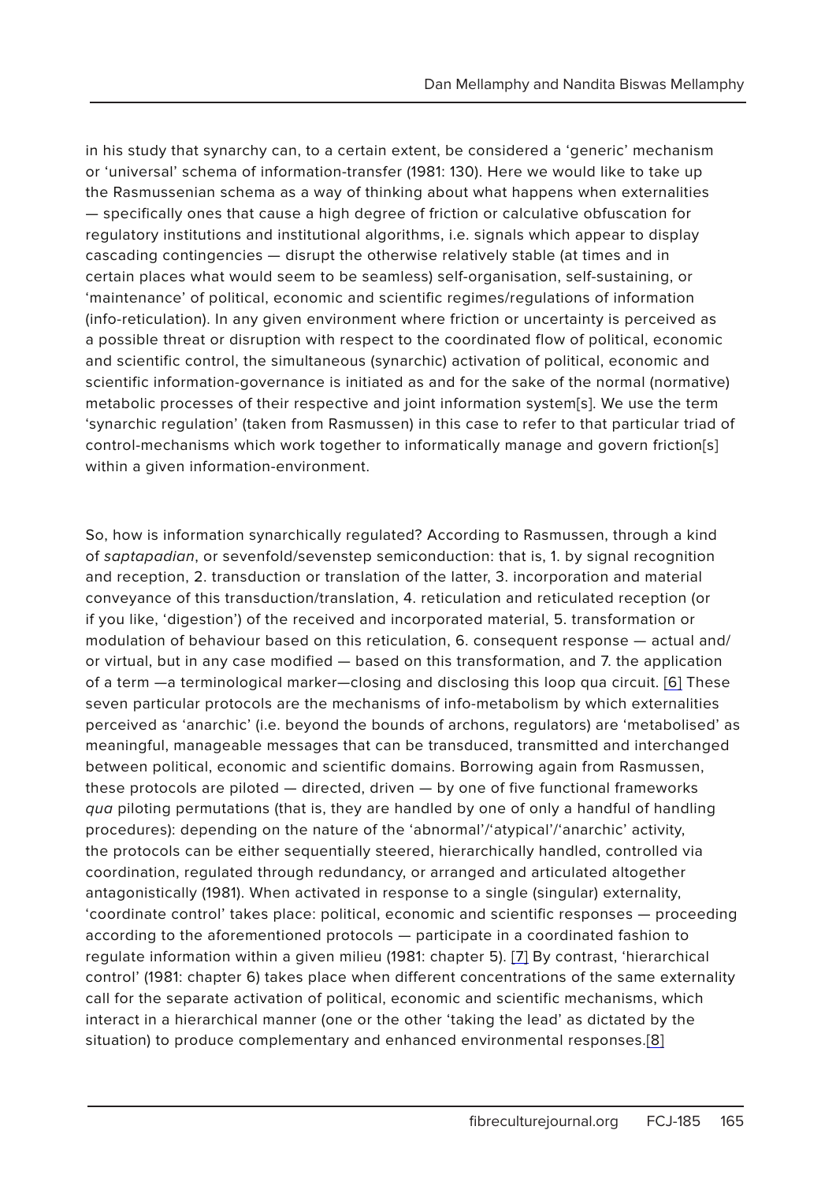in his study that synarchy can, to a certain extent, be considered a 'generic' mechanism or 'universal' schema of information-transfer (1981: 130). Here we would like to take up the Rasmussenian schema as a way of thinking about what happens when externalities — specifically ones that cause a high degree of friction or calculative obfuscation for regulatory institutions and institutional algorithms, i.e. signals which appear to display cascading contingencies — disrupt the otherwise relatively stable (at times and in certain places what would seem to be seamless) self-organisation, self-sustaining, or 'maintenance' of political, economic and scientific regimes/regulations of information (info-reticulation). In any given environment where friction or uncertainty is perceived as a possible threat or disruption with respect to the coordinated flow of political, economic and scientific control, the simultaneous (synarchic) activation of political, economic and scientific information-governance is initiated as and for the sake of the normal (normative) metabolic processes of their respective and joint information system[s]. We use the term 'synarchic regulation' (taken from Rasmussen) in this case to refer to that particular triad of control-mechanisms which work together to informatically manage and govern friction[s] within a given information-environment.

So, how is information synarchically regulated? According to Rasmussen, through a kind of *saptapadian*, or sevenfold/sevenstep semiconduction: that is, 1. by signal recognition and reception, 2. transduction or translation of the latter, 3. incorporation and material conveyance of this transduction/translation, 4. reticulation and reticulated reception (or if you like, 'digestion') of the received and incorporated material, 5. transformation or modulation of behaviour based on this reticulation, 6. consequent response — actual and/or virtual, but in any case modified — based on this transformation, and 7. the application of a term —a terminological marker—closing and disclosing this loop qua circuit. [6] These seven particular protocols are the mechanisms of info-metabolism by which externalities perceived as 'anarchic' (i.e. beyond the bounds of archons, regulators) are 'metabolised' as meaningful, manageable messages that can be transduced, transmitted and interchanged between political, economic and scientific domains. Borrowing again from Rasmussen, these protocols are piloted — directed, driven — by one of five functional frameworks *qua* piloting permutations (that is, they are handled by one of only a handful of handling procedures): depending on the nature of the 'abnormal'/'atypical'/'anarchic' activity, the protocols can be either sequentially steered, hierarchically handled, controlled via coordination, regulated through redundancy, or arranged and articulated altogether antagonistically (1981). When activated in response to a single (singular) externality, 'coordinate control' takes place: political, economic and scientific responses — proceeding according to the aforementioned protocols — participate in a coordinated fashion to regulate information within a given milieu (1981: chapter 5). [7] By contrast, 'hierarchical control' (1981: chapter 6) takes place when different concentrations of the same externality call for the separate activation of political, economic and scientific mechanisms, which interact in a hierarchical manner (one or the other 'taking the lead' as dictated by the situation) to produce complementary and enhanced environmental responses.[8]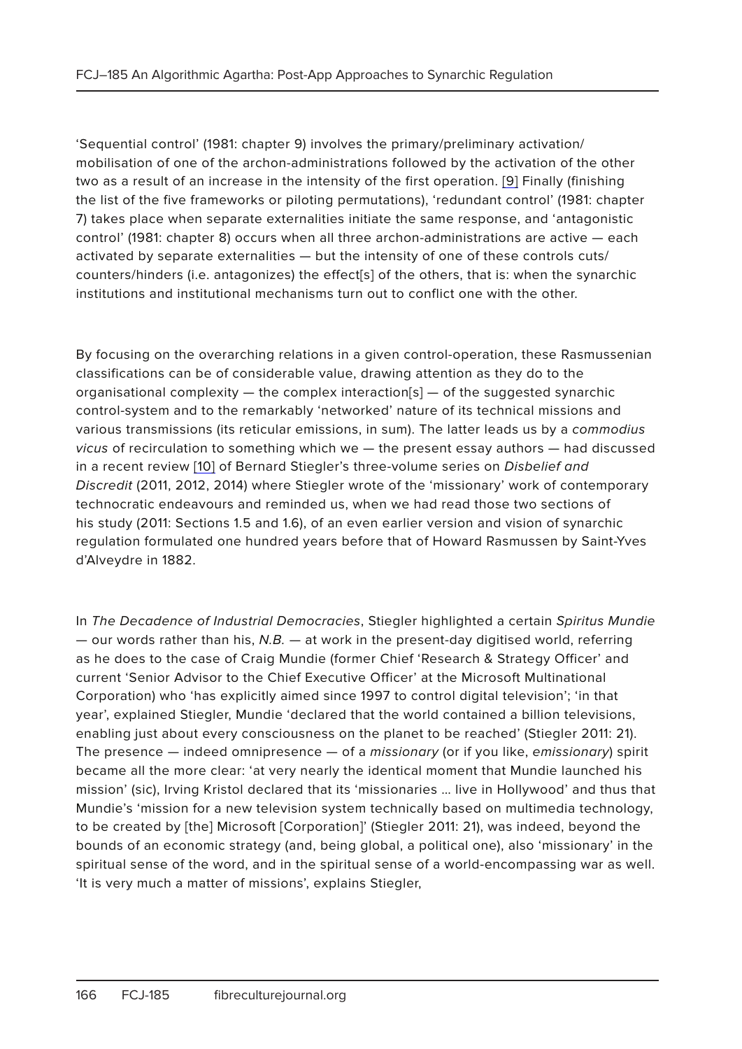'Sequential control' (1981: chapter 9) involves the primary/preliminary activation/mobilisation of one of the archon-administrations followed by the activation of the other two as a result of an increase in the intensity of the first operation. [9] Finally (finishing the list of the five frameworks or piloting permutations), 'redundant control' (1981: chapter 7) takes place when separate externalities initiate the same response, and 'antagonistic control' (1981: chapter 8) occurs when all three archon-administrations are active — each activated by separate externalities — but the intensity of one of these controls cuts/counters/hinders (i.e. antagonizes) the effect[s] of the others, that is: when the synarchic institutions and institutional mechanisms turn out to conflict one with the other.

By focusing on the overarching relations in a given control-operation, these Rasmussenian classifications can be of considerable value, drawing attention as they do to the organisational complexity — the complex interaction[s] — of the suggested synarchic control-system and to the remarkably 'networked' nature of its technical missions and various transmissions (its reticular emissions, in sum). The latter leads us by a *commodius vicus* of recirculation to something which we — the present essay authors — had discussed in a recent review [10] of Bernard Stiegler's three-volume series on *Disbelief and Discredit* (2011, 2012, 2014) where Stiegler wrote of the 'missionary' work of contemporary technocratic endeavours and reminded us, when we had read those two sections of his study (2011: Sections 1.5 and 1.6), of an even earlier version and vision of synarchic regulation formulated one hundred years before that of Howard Rasmussen by Saint-Yves d'Alveydre in 1882.

In *The Decadence of Industrial Democracies*, Stiegler highlighted a certain *Spiritus Mundie* — our words rather than his, *N.B.* — at work in the present-day digitised world, referring as he does to the case of Craig Mundie (former Chief 'Research & Strategy Officer' and current 'Senior Advisor to the Chief Executive Officer' at the Microsoft Multinational Corporation) who 'has explicitly aimed since 1997 to control digital television'; 'in that year', explained Stiegler, Mundie 'declared that the world contained a billion televisions, enabling just about every consciousness on the planet to be reached' (Stiegler 2011: 21). The presence — indeed omnipresence — of a *missionary* (or if you like, *emissionary*) spirit became all the more clear: 'at very nearly the identical moment that Mundie launched his mission' (sic), Irving Kristol declared that its 'missionaries … live in Hollywood' and thus that Mundie's 'mission for a new television system technically based on multimedia technology, to be created by [the] Microsoft [Corporation]' (Stiegler 2011: 21), was indeed, beyond the bounds of an economic strategy (and, being global, a political one), also 'missionary' in the spiritual sense of the word, and in the spiritual sense of a world-encompassing war as well. 'It is very much a matter of missions', explains Stiegler,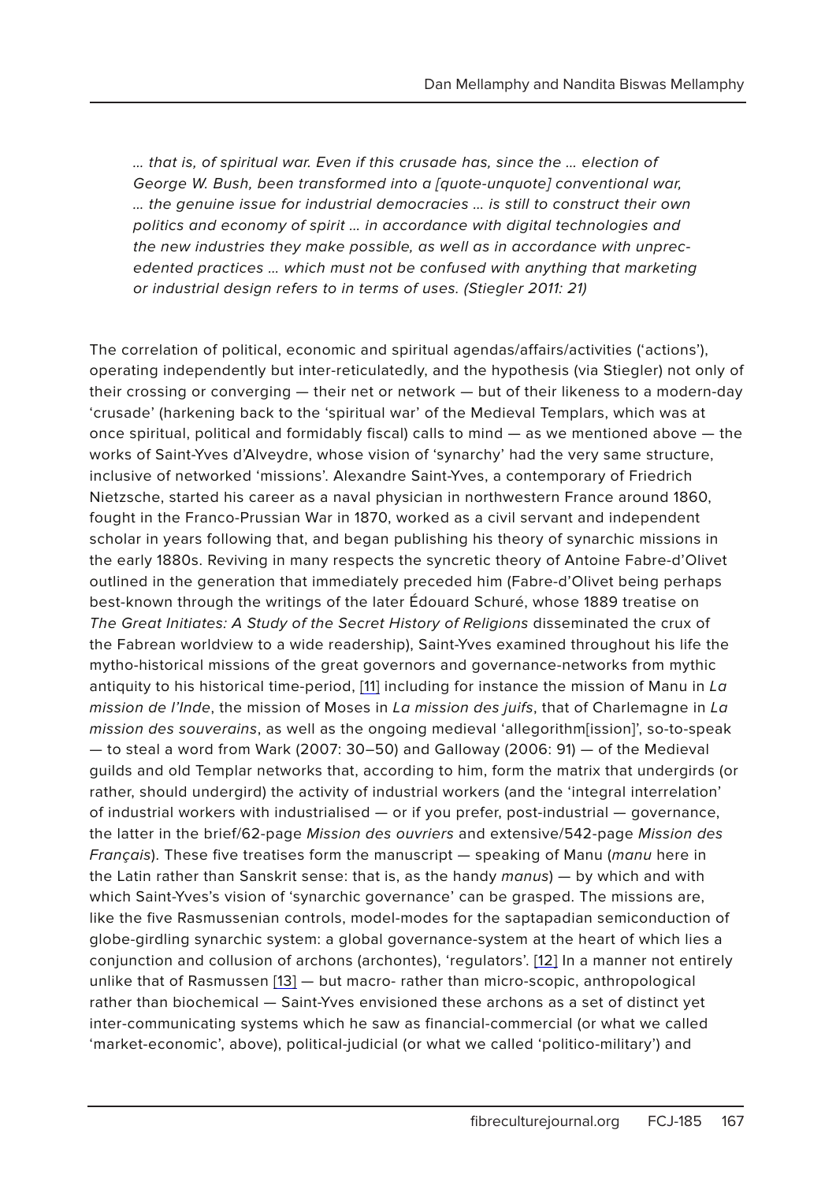*… that is, of spiritual war. Even if this crusade has, since the … election of George W. Bush, been transformed into a [quote-unquote] conventional war, … the genuine issue for industrial democracies … is still to construct their own politics and economy of spirit … in accordance with digital technologies and the new industries they make possible, as well as in accordance with unprecedented practices … which must not be confused with anything that marketing or industrial design refers to in terms of uses. (Stiegler 2011: 21)*

The correlation of political, economic and spiritual agendas/affairs/activities ('actions'), operating independently but inter-reticulatedly, and the hypothesis (via Stiegler) not only of their crossing or converging — their net or network — but of their likeness to a modern-day 'crusade' (harkening back to the 'spiritual war' of the Medieval Templars, which was at once spiritual, political and formidably fiscal) calls to mind — as we mentioned above — the works of Saint-Yves d'Alveydre, whose vision of 'synarchy' had the very same structure, inclusive of networked 'missions'. Alexandre Saint-Yves, a contemporary of Friedrich Nietzsche, started his career as a naval physician in northwestern France around 1860, fought in the Franco-Prussian War in 1870, worked as a civil servant and independent scholar in years following that, and began publishing his theory of synarchic missions in the early 1880s. Reviving in many respects the syncretic theory of Antoine Fabre-d'Olivet outlined in the generation that immediately preceded him (Fabre-d'Olivet being perhaps best-known through the writings of the later Édouard Schuré, whose 1889 treatise on *The Great Initiates: A Study of the Secret History of Religions* disseminated the crux of the Fabrean worldview to a wide readership), Saint-Yves examined throughout his life the mytho-historical missions of the great governors and governance-networks from mythic antiquity to his historical time-period, [11] including for instance the mission of Manu in *La mission de l'Inde*, the mission of Moses in *La mission des juifs*, that of Charlemagne in *La mission des souverains*, as well as the ongoing medieval 'allegorithm[ission]', so-to-speak — to steal a word from Wark (2007: 30–50) and Galloway (2006: 91) — of the Medieval guilds and old Templar networks that, according to him, form the matrix that undergirds (or rather, should undergird) the activity of industrial workers (and the 'integral interrelation' of industrial workers with industrialised — or if you prefer, post-industrial — governance, the latter in the brief/62-page *Mission des ouvriers* and extensive/542-page *Mission des Français*). These five treatises form the manuscript — speaking of Manu (*manu* here in the Latin rather than Sanskrit sense: that is, as the handy *manus*) — by which and with which Saint-Yves's vision of 'synarchic governance' can be grasped. The missions are, like the five Rasmussenian controls, model-modes for the saptapadian semiconduction of globe-girdling synarchic system: a global governance-system at the heart of which lies a conjunction and collusion of archons (archontes), 'regulators'. [12] In a manner not entirely unlike that of Rasmussen [13] — but macro- rather than micro-scopic, anthropological rather than biochemical — Saint-Yves envisioned these archons as a set of distinct yet inter-communicating systems which he saw as financial-commercial (or what we called 'market-economic', above), political-judicial (or what we called 'politico-military') and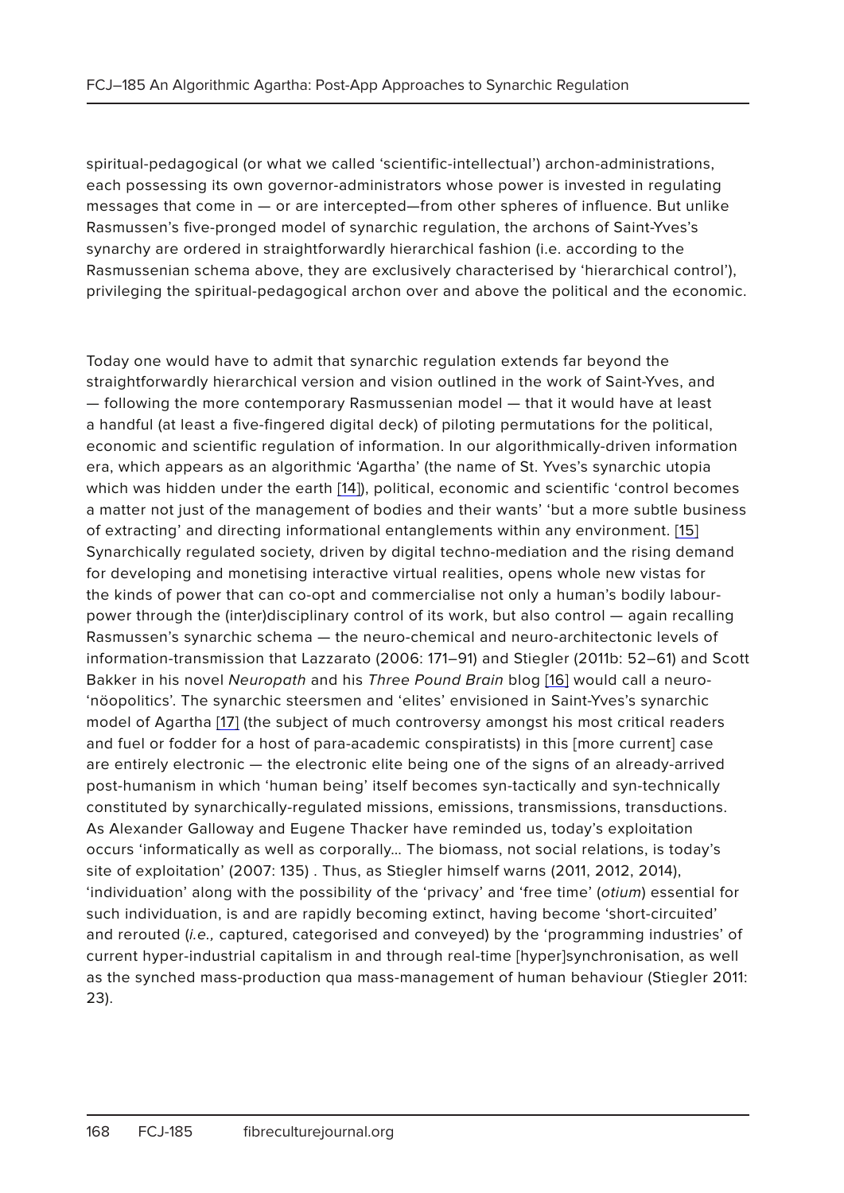spiritual-pedagogical (or what we called ‘scientific-intellectual’) archon-administrations, each possessing its own governor-administrators whose power is invested in regulating messages that come in — or are intercepted—from other spheres of influence. But unlike Rasmussen’s five-pronged model of synarchic regulation, the archons of Saint-Yves’s synarchy are ordered in straightforwardly hierarchical fashion (i.e. according to the Rasmussenian schema above, they are exclusively characterised by ‘hierarchical control’), privileging the spiritual-pedagogical archon over and above the political and the economic.

Today one would have to admit that synarchic regulation extends far beyond the straightforwardly hierarchical version and vision outlined in the work of Saint-Yves, and — following the more contemporary Rasmussenian model — that it would have at least a handful (at least a five-fingered digital deck) of piloting permutations for the political, economic and scientific regulation of information. In our algorithmically-driven information era, which appears as an algorithmic ‘Agartha’ (the name of St. Yves’s synarchic utopia which was hidden under the earth [14]), political, economic and scientific ‘control becomes a matter not just of the management of bodies and their wants’ ‘but a more subtle business of extracting’ and directing informational entanglements within any environment. [15] Synarchically regulated society, driven by digital techno-mediation and the rising demand for developing and monetising interactive virtual realities, opens whole new vistas for the kinds of power that can co-opt and commercialise not only a human’s bodily labour-power through the (inter)disciplinary control of its work, but also control — again recalling Rasmussen’s synarchic schema — the neuro-chemical and neuro-architectonic levels of information-transmission that Lazzarato (2006: 171–91) and Stiegler (2011b: 52–61) and Scott Bakker in his novel *Neuropath* and his *Three Pound Brain* blog [16] would call a neuro-‘nöopolitics’. The synarchic steersmen and ‘elites’ envisioned in Saint-Yves’s synarchic model of Agartha [17] (the subject of much controversy amongst his most critical readers and fuel or fodder for a host of para-academic conspiratists) in this [more current] case are entirely electronic — the electronic elite being one of the signs of an already-arrived post-humanism in which ‘human being’ itself becomes syn-tactically and syn-technically constituted by synarchically-regulated missions, emissions, transmissions, transductions. As Alexander Galloway and Eugene Thacker have reminded us, today’s exploitation occurs ‘informatically as well as corporally… The biomass, not social relations, is today’s site of exploitation’ (2007: 135) . Thus, as Stiegler himself warns (2011, 2012, 2014), ‘individuation’ along with the possibility of the ‘privacy’ and ‘free time’ (*otium*) essential for such individuation, is and are rapidly becoming extinct, having become ‘short-circuited’ and rerouted (*i.e.,* captured, categorised and conveyed) by the ‘programming industries’ of current hyper-industrial capitalism in and through real-time [hyper]synchronisation, as well as the synched mass-production qua mass-management of human behaviour (Stiegler 2011: 23).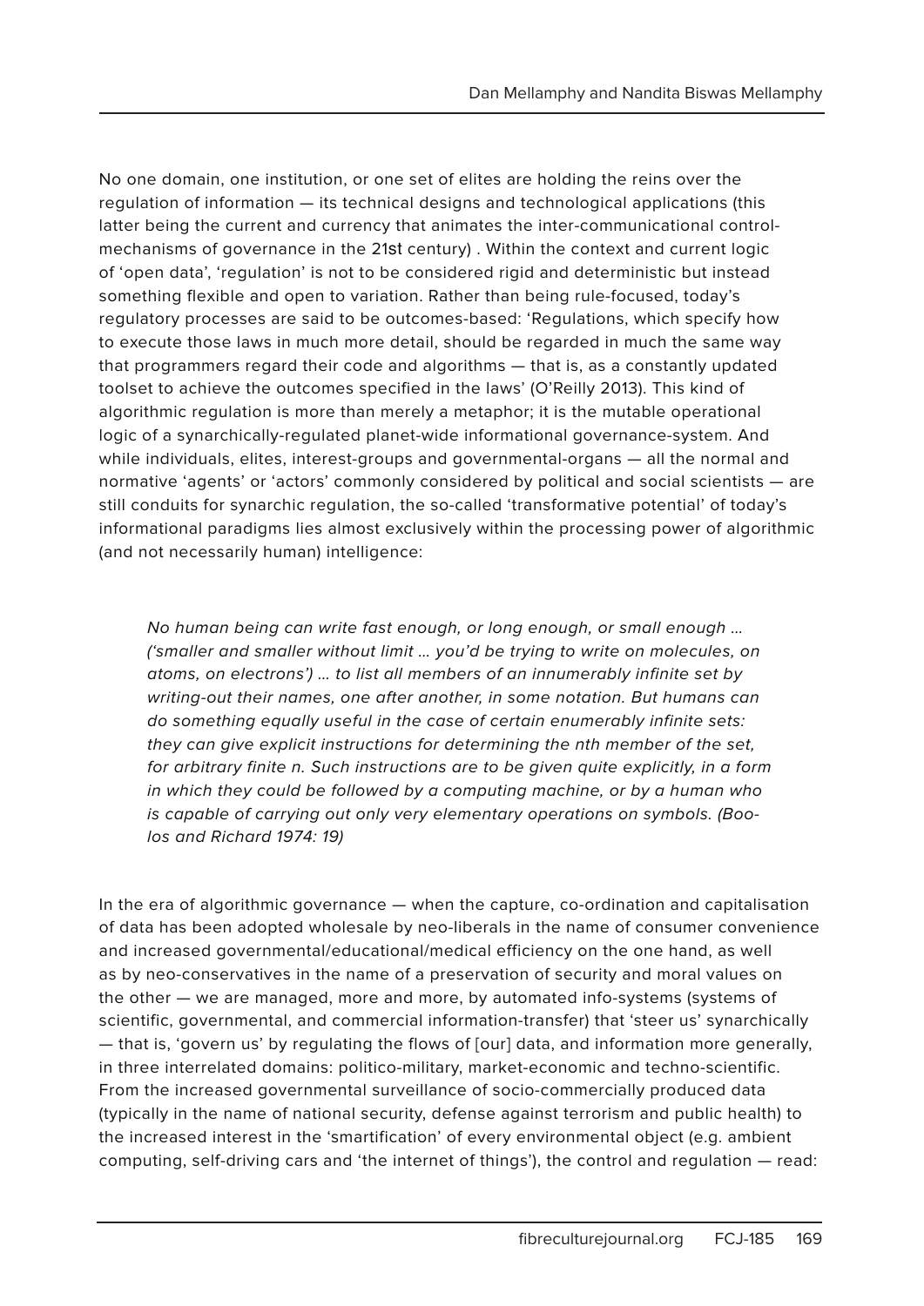No one domain, one institution, or one set of elites are holding the reins over the regulation of information — its technical designs and technological applications (this latter being the current and currency that animates the inter-communicational control-mechanisms of governance in the 21st century) . Within the context and current logic of 'open data', 'regulation' is not to be considered rigid and deterministic but instead something flexible and open to variation. Rather than being rule-focused, today's regulatory processes are said to be outcomes-based: 'Regulations, which specify how to execute those laws in much more detail, should be regarded in much the same way that programmers regard their code and algorithms — that is, as a constantly updated toolset to achieve the outcomes specified in the laws' (O'Reilly 2013). This kind of algorithmic regulation is more than merely a metaphor; it is the mutable operational logic of a synarchically-regulated planet-wide informational governance-system. And while individuals, elites, interest-groups and governmental-organs — all the normal and normative 'agents' or 'actors' commonly considered by political and social scientists — are still conduits for synarchic regulation, the so-called 'transformative potential' of today's informational paradigms lies almost exclusively within the processing power of algorithmic (and not necessarily human) intelligence:

> *No human being can write fast enough, or long enough, or small enough … ('smaller and smaller without limit … you'd be trying to write on molecules, on atoms, on electrons') … to list all members of an innumerably infinite set by writing-out their names, one after another, in some notation. But humans can do something equally useful in the case of certain enumerably infinite sets: they can give explicit instructions for determining the nth member of the set, for arbitrary finite n. Such instructions are to be given quite explicitly, in a form in which they could be followed by a computing machine, or by a human who is capable of carrying out only very elementary operations on symbols. (Boolos and Richard 1974: 19)*

In the era of algorithmic governance — when the capture, co-ordination and capitalisation of data has been adopted wholesale by neo-liberals in the name of consumer convenience and increased governmental/educational/medical efficiency on the one hand, as well as by neo-conservatives in the name of a preservation of security and moral values on the other — we are managed, more and more, by automated info-systems (systems of scientific, governmental, and commercial information-transfer) that 'steer us' synarchically — that is, 'govern us' by regulating the flows of [our] data, and information more generally, in three interrelated domains: politico-military, market-economic and techno-scientific. From the increased governmental surveillance of socio-commercially produced data (typically in the name of national security, defense against terrorism and public health) to the increased interest in the 'smartification' of every environmental object (e.g. ambient computing, self-driving cars and 'the internet of things'), the control and regulation — read: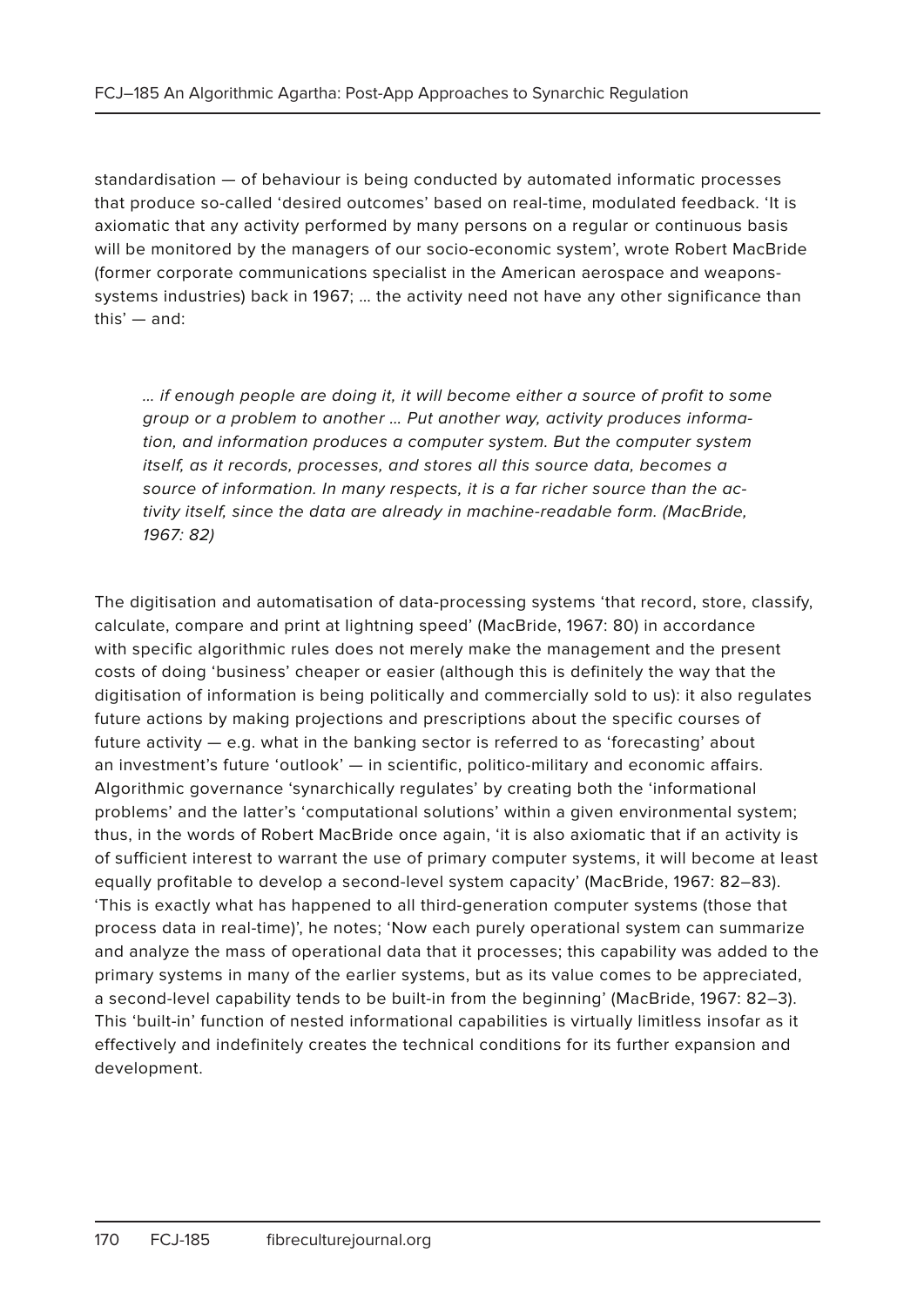standardisation — of behaviour is being conducted by automated informatic processes that produce so-called 'desired outcomes' based on real-time, modulated feedback. 'It is axiomatic that any activity performed by many persons on a regular or continuous basis will be monitored by the managers of our socio-economic system', wrote Robert MacBride (former corporate communications specialist in the American aerospace and weapons-systems industries) back in 1967; … the activity need not have any other significance than this' — and:

> *… if enough people are doing it, it will become either a source of profit to some group or a problem to another … Put another way, activity produces information, and information produces a computer system. But the computer system itself, as it records, processes, and stores all this source data, becomes a source of information. In many respects, it is a far richer source than the activity itself, since the data are already in machine-readable form. (MacBride, 1967: 82)*

The digitisation and automatisation of data-processing systems 'that record, store, classify, calculate, compare and print at lightning speed' (MacBride, 1967: 80) in accordance with specific algorithmic rules does not merely make the management and the present costs of doing 'business' cheaper or easier (although this is definitely the way that the digitisation of information is being politically and commercially sold to us): it also regulates future actions by making projections and prescriptions about the specific courses of future activity — e.g. what in the banking sector is referred to as 'forecasting' about an investment's future 'outlook' — in scientific, politico-military and economic affairs. Algorithmic governance 'synarchically regulates' by creating both the 'informational problems' and the latter's 'computational solutions' within a given environmental system; thus, in the words of Robert MacBride once again, 'it is also axiomatic that if an activity is of sufficient interest to warrant the use of primary computer systems, it will become at least equally profitable to develop a second-level system capacity' (MacBride, 1967: 82–83). 'This is exactly what has happened to all third-generation computer systems (those that process data in real-time)', he notes; 'Now each purely operational system can summarize and analyze the mass of operational data that it processes; this capability was added to the primary systems in many of the earlier systems, but as its value comes to be appreciated, a second-level capability tends to be built-in from the beginning' (MacBride, 1967: 82–3). This 'built-in' function of nested informational capabilities is virtually limitless insofar as it effectively and indefinitely creates the technical conditions for its further expansion and development.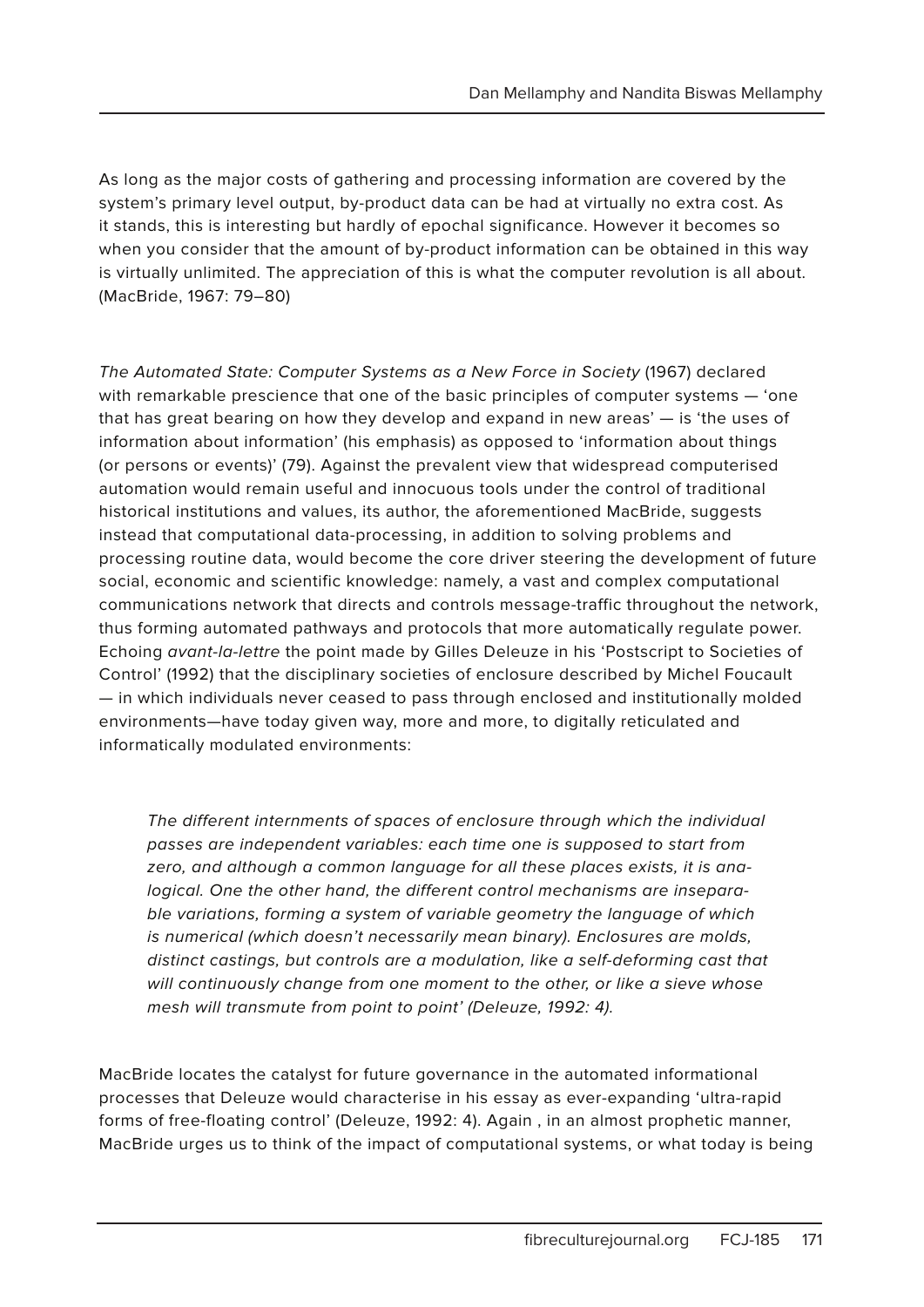As long as the major costs of gathering and processing information are covered by the system's primary level output, by-product data can be had at virtually no extra cost. As it stands, this is interesting but hardly of epochal significance. However it becomes so when you consider that the amount of by-product information can be obtained in this way is virtually unlimited. The appreciation of this is what the computer revolution is all about. (MacBride, 1967: 79–80)

*The Automated State: Computer Systems as a New Force in Society* (1967) declared with remarkable prescience that one of the basic principles of computer systems — 'one that has great bearing on how they develop and expand in new areas' — is 'the uses of information about information' (his emphasis) as opposed to 'information about things (or persons or events)' (79). Against the prevalent view that widespread computerised automation would remain useful and innocuous tools under the control of traditional historical institutions and values, its author, the aforementioned MacBride, suggests instead that computational data-processing, in addition to solving problems and processing routine data, would become the core driver steering the development of future social, economic and scientific knowledge: namely, a vast and complex computational communications network that directs and controls message-traffic throughout the network, thus forming automated pathways and protocols that more automatically regulate power. Echoing *avant-la-lettre* the point made by Gilles Deleuze in his 'Postscript to Societies of Control' (1992) that the disciplinary societies of enclosure described by Michel Foucault — in which individuals never ceased to pass through enclosed and institutionally molded environments—have today given way, more and more, to digitally reticulated and informatically modulated environments:

> *The different internments of spaces of enclosure through which the individual passes are independent variables: each time one is supposed to start from zero, and although a common language for all these places exists, it is analogical. One the other hand, the different control mechanisms are inseparable variations, forming a system of variable geometry the language of which is numerical (which doesn't necessarily mean binary). Enclosures are molds, distinct castings, but controls are a modulation, like a self-deforming cast that will continuously change from one moment to the other, or like a sieve whose mesh will transmute from point to point' (Deleuze, 1992: 4).*

MacBride locates the catalyst for future governance in the automated informational processes that Deleuze would characterise in his essay as ever-expanding 'ultra-rapid forms of free-floating control' (Deleuze, 1992: 4). Again , in an almost prophetic manner, MacBride urges us to think of the impact of computational systems, or what today is being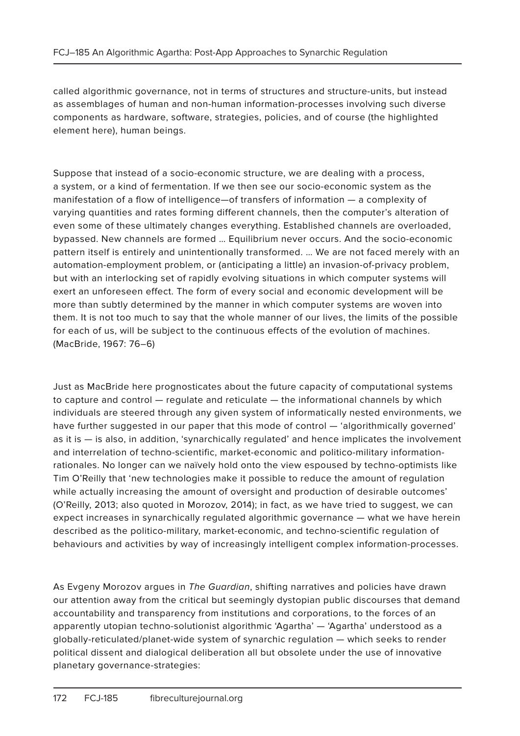called algorithmic governance, not in terms of structures and structure-units, but instead as assemblages of human and non-human information-processes involving such diverse components as hardware, software, strategies, policies, and of course (the highlighted element here), human beings.

> Suppose that instead of a socio-economic structure, we are dealing with a process, a system, or a kind of fermentation. If we then see our socio-economic system as the manifestation of a flow of intelligence—of transfers of information — a complexity of varying quantities and rates forming different channels, then the computer's alteration of even some of these ultimately changes everything. Established channels are overloaded, bypassed. New channels are formed … Equilibrium never occurs. And the socio-economic pattern itself is entirely and unintentionally transformed. … We are not faced merely with an automation-employment problem, or (anticipating a little) an invasion-of-privacy problem, but with an interlocking set of rapidly evolving situations in which computer systems will exert an unforeseen effect. The form of every social and economic development will be more than subtly determined by the manner in which computer systems are woven into them. It is not too much to say that the whole manner of our lives, the limits of the possible for each of us, will be subject to the continuous effects of the evolution of machines. (MacBride, 1967: 76–6)

Just as MacBride here prognosticates about the future capacity of computational systems to capture and control — regulate and reticulate — the informational channels by which individuals are steered through any given system of informatically nested environments, we have further suggested in our paper that this mode of control — 'algorithmically governed' as it is — is also, in addition, 'synarchically regulated' and hence implicates the involvement and interrelation of techno-scientific, market-economic and politico-military information-rationales. No longer can we naïvely hold onto the view espoused by techno-optimists like Tim O'Reilly that 'new technologies make it possible to reduce the amount of regulation while actually increasing the amount of oversight and production of desirable outcomes' (O'Reilly, 2013; also quoted in Morozov, 2014); in fact, as we have tried to suggest, we can expect increases in synarchically regulated algorithmic governance — what we have herein described as the politico-military, market-economic, and techno-scientific regulation of behaviours and activities by way of increasingly intelligent complex information-processes.

As Evgeny Morozov argues in *The Guardian*, shifting narratives and policies have drawn our attention away from the critical but seemingly dystopian public discourses that demand accountability and transparency from institutions and corporations, to the forces of an apparently utopian techno-solutionist algorithmic 'Agartha' — 'Agartha' understood as a globally-reticulated/planet-wide system of synarchic regulation — which seeks to render political dissent and dialogical deliberation all but obsolete under the use of innovative planetary governance-strategies: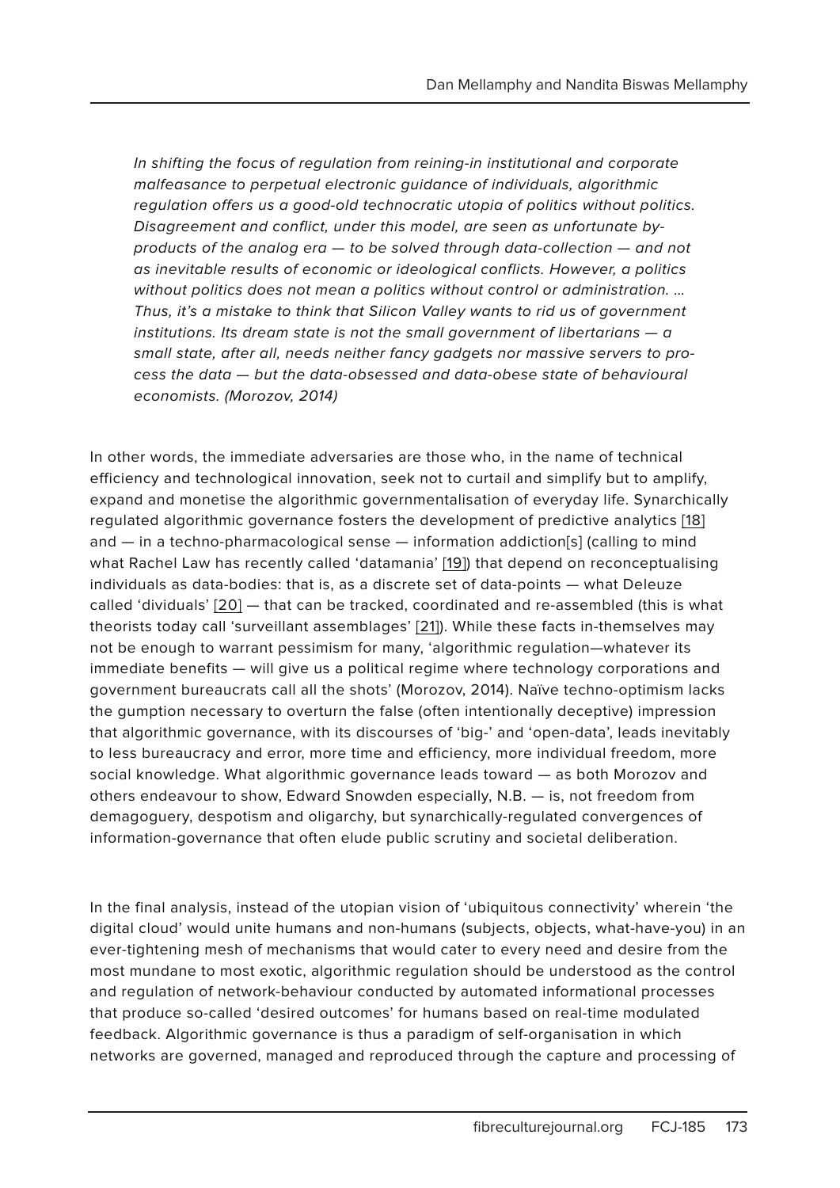> *In shifting the focus of regulation from reining-in institutional and corporate malfeasance to perpetual electronic guidance of individuals, algorithmic regulation offers us a good-old technocratic utopia of politics without politics. Disagreement and conflict, under this model, are seen as unfortunate by-products of the analog era — to be solved through data-collection — and not as inevitable results of economic or ideological conflicts. However, a politics without politics does not mean a politics without control or administration. … Thus, it's a mistake to think that Silicon Valley wants to rid us of government institutions. Its dream state is not the small government of libertarians — a small state, after all, needs neither fancy gadgets nor massive servers to process the data — but the data-obsessed and data-obese state of behavioural economists. (Morozov, 2014)*

In other words, the immediate adversaries are those who, in the name of technical efficiency and technological innovation, seek not to curtail and simplify but to amplify, expand and monetise the algorithmic governmentalisation of everyday life. Synarchically regulated algorithmic governance fosters the development of predictive analytics [18] and — in a techno-pharmacological sense — information addiction[s] (calling to mind what Rachel Law has recently called 'datamania' [19]) that depend on reconceptualising individuals as data-bodies: that is, as a discrete set of data-points — what Deleuze called 'dividuals' [20] — that can be tracked, coordinated and re-assembled (this is what theorists today call 'surveillant assemblages' [21]). While these facts in-themselves may not be enough to warrant pessimism for many, 'algorithmic regulation—whatever its immediate benefits — will give us a political regime where technology corporations and government bureaucrats call all the shots' (Morozov, 2014). Naïve techno-optimism lacks the gumption necessary to overturn the false (often intentionally deceptive) impression that algorithmic governance, with its discourses of 'big-' and 'open-data', leads inevitably to less bureaucracy and error, more time and efficiency, more individual freedom, more social knowledge. What algorithmic governance leads toward — as both Morozov and others endeavour to show, Edward Snowden especially, N.B. — is, not freedom from demagoguery, despotism and oligarchy, but synarchically-regulated convergences of information-governance that often elude public scrutiny and societal deliberation.

In the final analysis, instead of the utopian vision of 'ubiquitous connectivity' wherein 'the digital cloud' would unite humans and non-humans (subjects, objects, what-have-you) in an ever-tightening mesh of mechanisms that would cater to every need and desire from the most mundane to most exotic, algorithmic regulation should be understood as the control and regulation of network-behaviour conducted by automated informational processes that produce so-called 'desired outcomes' for humans based on real-time modulated feedback. Algorithmic governance is thus a paradigm of self-organisation in which networks are governed, managed and reproduced through the capture and processing of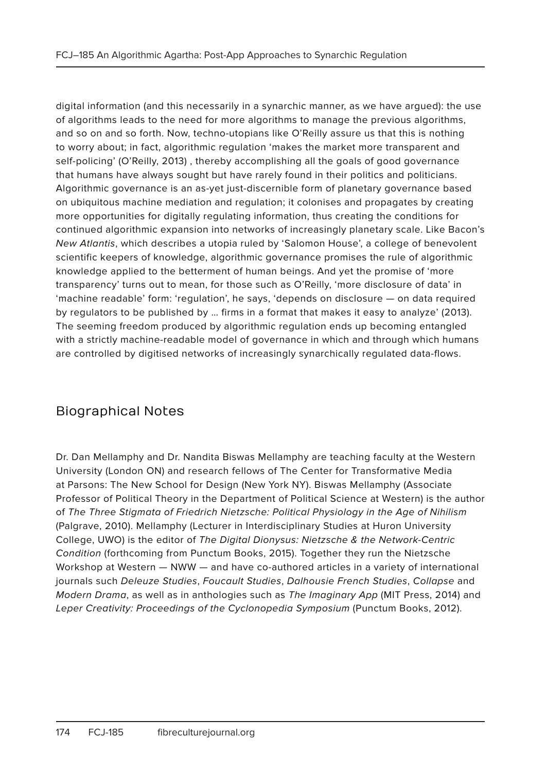digital information (and this necessarily in a synarchic manner, as we have argued): the use of algorithms leads to the need for more algorithms to manage the previous algorithms, and so on and so forth. Now, techno-utopians like O'Reilly assure us that this is nothing to worry about; in fact, algorithmic regulation 'makes the market more transparent and self-policing' (O'Reilly, 2013) , thereby accomplishing all the goals of good governance that humans have always sought but have rarely found in their politics and politicians. Algorithmic governance is an as-yet just-discernible form of planetary governance based on ubiquitous machine mediation and regulation; it colonises and propagates by creating more opportunities for digitally regulating information, thus creating the conditions for continued algorithmic expansion into networks of increasingly planetary scale. Like Bacon's *New Atlantis*, which describes a utopia ruled by 'Salomon House', a college of benevolent scientific keepers of knowledge, algorithmic governance promises the rule of algorithmic knowledge applied to the betterment of human beings. And yet the promise of 'more transparency' turns out to mean, for those such as O'Reilly, 'more disclosure of data' in 'machine readable' form: 'regulation', he says, 'depends on disclosure — on data required by regulators to be published by … firms in a format that makes it easy to analyze' (2013). The seeming freedom produced by algorithmic regulation ends up becoming entangled with a strictly machine-readable model of governance in which and through which humans are controlled by digitised networks of increasingly synarchically regulated data-flows.

## Biographical Notes

Dr. Dan Mellamphy and Dr. Nandita Biswas Mellamphy are teaching faculty at the Western University (London ON) and research fellows of The Center for Transformative Media at Parsons: The New School for Design (New York NY). Biswas Mellamphy (Associate Professor of Political Theory in the Department of Political Science at Western) is the author of *The Three Stigmata of Friedrich Nietzsche: Political Physiology in the Age of Nihilism* (Palgrave, 2010). Mellamphy (Lecturer in Interdisciplinary Studies at Huron University College, UWO) is the editor of *The Digital Dionysus: Nietzsche & the Network-Centric Condition* (forthcoming from Punctum Books, 2015). Together they run the Nietzsche Workshop at Western — NWW — and have co-authored articles in a variety of international journals such *Deleuze Studies*, *Foucault Studies*, *Dalhousie French Studies*, *Collapse* and *Modern Drama*, as well as in anthologies such as *The Imaginary App* (MIT Press, 2014) and *Leper Creativity: Proceedings of the Cyclonopedia Symposium* (Punctum Books, 2012).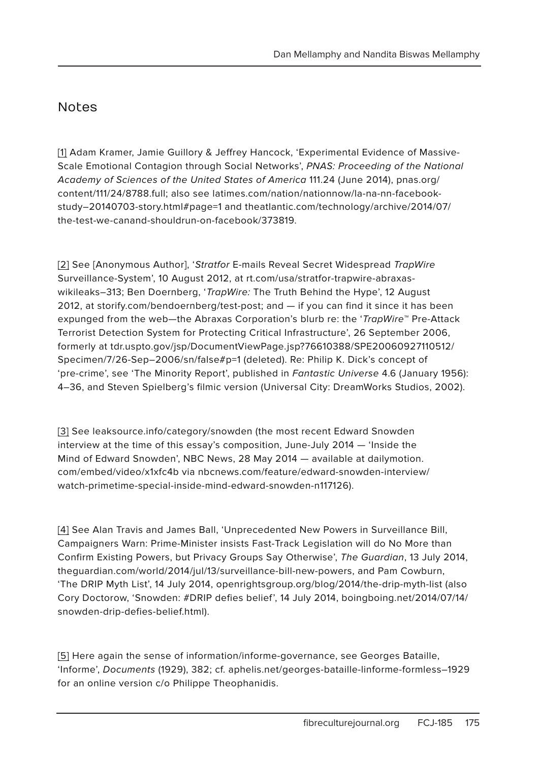## Notes

[1] Adam Kramer, Jamie Guillory & Jeffrey Hancock, 'Experimental Evidence of Massive-Scale Emotional Contagion through Social Networks', *PNAS: Proceeding of the National Academy of Sciences of the United States of America* 111.24 (June 2014), pnas.org/content/111/24/8788.full; also see latimes.com/nation/nationnow/la-na-nn-facebook-study–20140703-story.html#page=1 and theatlantic.com/technology/archive/2014/07/the-test-we-canand-shouldrun-on-facebook/373819.

[2] See [Anonymous Author], '*Stratfor* E-mails Reveal Secret Widespread *TrapWire* Surveillance-System', 10 August 2012, at rt.com/usa/stratfor-trapwire-abraxas-wikileaks–313; Ben Doernberg, '*TrapWire:* The Truth Behind the Hype', 12 August 2012, at storify.com/bendoernberg/test-post; and — if you can find it since it has been expunged from the web—the Abraxas Corporation's blurb re: the '*TrapWire*™ Pre-Attack Terrorist Detection System for Protecting Critical Infrastructure', 26 September 2006, formerly at tdr.uspto.gov/jsp/DocumentViewPage.jsp?76610388/SPE20060927110512/Specimen/7/26-Sep–2006/sn/false#p=1 (deleted). Re: Philip K. Dick's concept of 'pre-crime', see 'The Minority Report', published in *Fantastic Universe* 4.6 (January 1956): 4–36, and Steven Spielberg's filmic version (Universal City: DreamWorks Studios, 2002).

[3] See leaksource.info/category/snowden (the most recent Edward Snowden interview at the time of this essay's composition, June-July 2014 — 'Inside the Mind of Edward Snowden', NBC News, 28 May 2014 — available at dailymotion.com/embed/video/x1xfc4b via nbcnews.com/feature/edward-snowden-interview/watch-primetime-special-inside-mind-edward-snowden-n117126).

[4] See Alan Travis and James Ball, 'Unprecedented New Powers in Surveillance Bill, Campaigners Warn: Prime-Minister insists Fast-Track Legislation will do No More than Confirm Existing Powers, but Privacy Groups Say Otherwise', *The Guardian*, 13 July 2014, theguardian.com/world/2014/jul/13/surveillance-bill-new-powers, and Pam Cowburn, 'The DRIP Myth List', 14 July 2014, openrightsgroup.org/blog/2014/the-drip-myth-list (also Cory Doctorow, 'Snowden: #DRIP defies belief', 14 July 2014, boingboing.net/2014/07/14/snowden-drip-defies-belief.html).

[5] Here again the sense of information/informe-governance, see Georges Bataille, 'Informe', *Documents* (1929), 382; cf. aphelis.net/georges-bataille-linforme-formless–1929 for an online version c/o Philippe Theophanidis.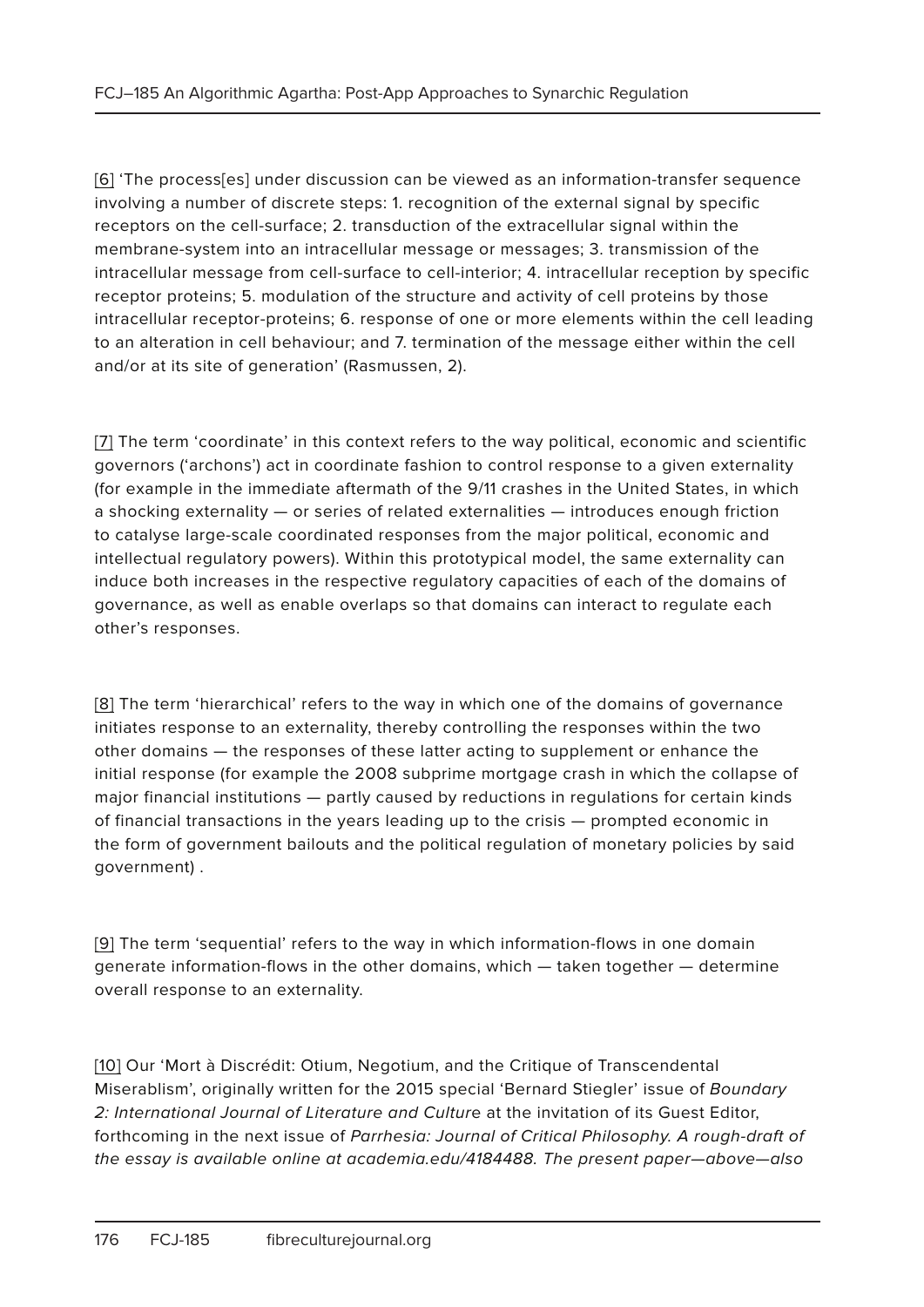[6] 'The process[es] under discussion can be viewed as an information-transfer sequence involving a number of discrete steps: 1. recognition of the external signal by specific receptors on the cell-surface; 2. transduction of the extracellular signal within the membrane-system into an intracellular message or messages; 3. transmission of the intracellular message from cell-surface to cell-interior; 4. intracellular reception by specific receptor proteins; 5. modulation of the structure and activity of cell proteins by those intracellular receptor-proteins; 6. response of one or more elements within the cell leading to an alteration in cell behaviour; and 7. termination of the message either within the cell and/or at its site of generation' (Rasmussen, 2).

[7] The term 'coordinate' in this context refers to the way political, economic and scientific governors ('archons') act in coordinate fashion to control response to a given externality (for example in the immediate aftermath of the 9/11 crashes in the United States, in which a shocking externality — or series of related externalities — introduces enough friction to catalyse large-scale coordinated responses from the major political, economic and intellectual regulatory powers). Within this prototypical model, the same externality can induce both increases in the respective regulatory capacities of each of the domains of governance, as well as enable overlaps so that domains can interact to regulate each other's responses.

[8] The term 'hierarchical' refers to the way in which one of the domains of governance initiates response to an externality, thereby controlling the responses within the two other domains — the responses of these latter acting to supplement or enhance the initial response (for example the 2008 subprime mortgage crash in which the collapse of major financial institutions — partly caused by reductions in regulations for certain kinds of financial transactions in the years leading up to the crisis — prompted economic in the form of government bailouts and the political regulation of monetary policies by said government) .

[9] The term 'sequential' refers to the way in which information-flows in one domain generate information-flows in the other domains, which — taken together — determine overall response to an externality.

[10] Our 'Mort à Discrédit: Otium, Negotium, and the Critique of Transcendental Miserablism', originally written for the 2015 special 'Bernard Stiegler' issue of *Boundary 2: International Journal of Literature and Culture* at the invitation of its Guest Editor, forthcoming in the next issue of *Parrhesia: Journal of Critical Philosophy. A rough-draft of the essay is available online at academia.edu/4184488. The present paper—above—also*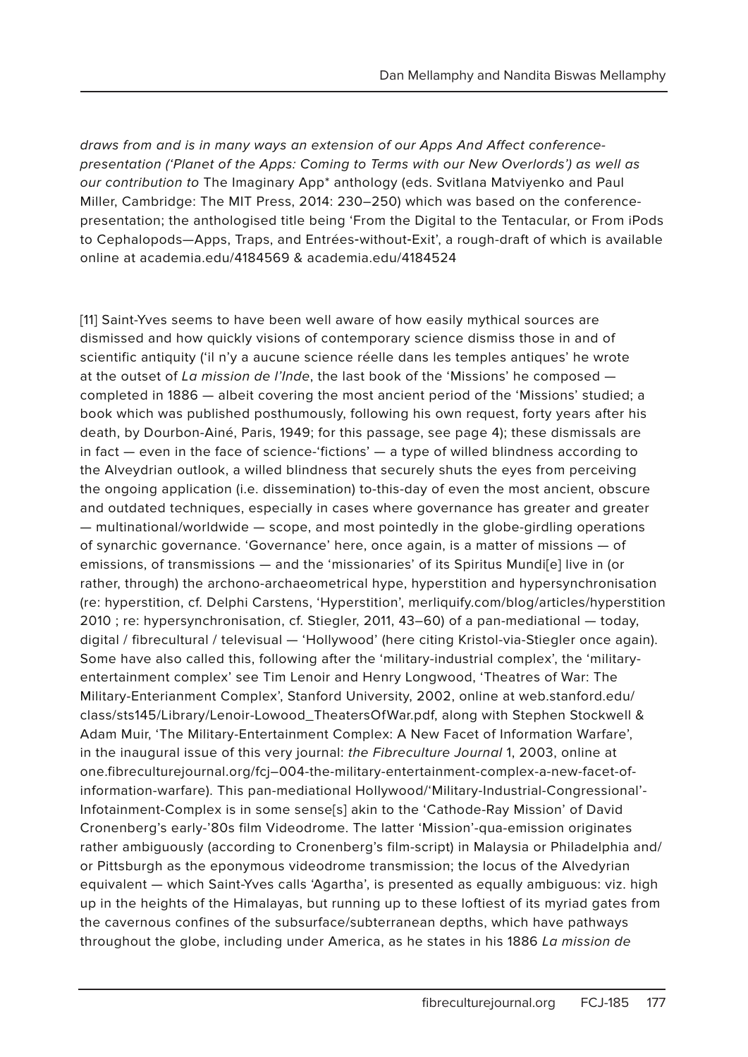*draws from and is in many ways an extension of our Apps And Affect conference-presentation ('Planet of the Apps: Coming to Terms with our New Overlords') as well as our contribution to* The Imaginary App* anthology (eds. Svitlana Matviyenko and Paul Miller, Cambridge: The MIT Press, 2014: 230–250) which was based on the conference-presentation; the anthologised title being 'From the Digital to the Tentacular, or From iPods to Cephalopods—Apps, Traps, and Entrées-without-Exit', a rough-draft of which is available online at academia.edu/4184569 & academia.edu/4184524

[11] Saint-Yves seems to have been well aware of how easily mythical sources are dismissed and how quickly visions of contemporary science dismiss those in and of scientific antiquity ('il n'y a aucune science réelle dans les temples antiques' he wrote at the outset of *La mission de l'Inde*, the last book of the 'Missions' he composed — completed in 1886 — albeit covering the most ancient period of the 'Missions' studied; a book which was published posthumously, following his own request, forty years after his death, by Dourbon-Ainé, Paris, 1949; for this passage, see page 4); these dismissals are in fact — even in the face of science-'fictions' — a type of willed blindness according to the Alveydrian outlook, a willed blindness that securely shuts the eyes from perceiving the ongoing application (i.e. dissemination) to-this-day of even the most ancient, obscure and outdated techniques, especially in cases where governance has greater and greater — multinational/worldwide — scope, and most pointedly in the globe-girdling operations of synarchic governance. 'Governance' here, once again, is a matter of missions — of emissions, of transmissions — and the 'missionaries' of its Spiritus Mundi[e] live in (or rather, through) the archono-archaeometrical hype, hyperstition and hypersynchronisation (re: hyperstition, cf. Delphi Carstens, 'Hyperstition', merliquify.com/blog/articles/hyperstition 2010 ; re: hypersynchronisation, cf. Stiegler, 2011, 43–60) of a pan-mediational — today, digital / fibrecultural / televisual — 'Hollywood' (here citing Kristol-via-Stiegler once again). Some have also called this, following after the 'military-industrial complex', the 'military-entertainment complex' see Tim Lenoir and Henry Longwood, 'Theatres of War: The Military-Enterianment Complex', Stanford University, 2002, online at web.stanford.edu/class/sts145/Library/Lenoir-Lowood_TheatersOfWar.pdf, along with Stephen Stockwell & Adam Muir, 'The Military-Entertainment Complex: A New Facet of Information Warfare', in the inaugural issue of this very journal: *the Fibreculture Journal* 1, 2003, online at one.fibreculturejournal.org/fcj–004-the-military-entertainment-complex-a-new-facet-of-information-warfare). This pan-mediational Hollywood/'Military-Industrial-Congressional'-Infotainment-Complex is in some sense[s] akin to the 'Cathode-Ray Mission' of David Cronenberg's early-'80s film Videodrome. The latter 'Mission'-qua-emission originates rather ambiguously (according to Cronenberg's film-script) in Malaysia or Philadelphia and/or Pittsburgh as the eponymous videodrome transmission; the locus of the Alvedyrian equivalent — which Saint-Yves calls 'Agartha', is presented as equally ambiguous: viz. high up in the heights of the Himalayas, but running up to these loftiest of its myriad gates from the cavernous confines of the subsurface/subterranean depths, which have pathways throughout the globe, including under America, as he states in his 1886 *La mission de*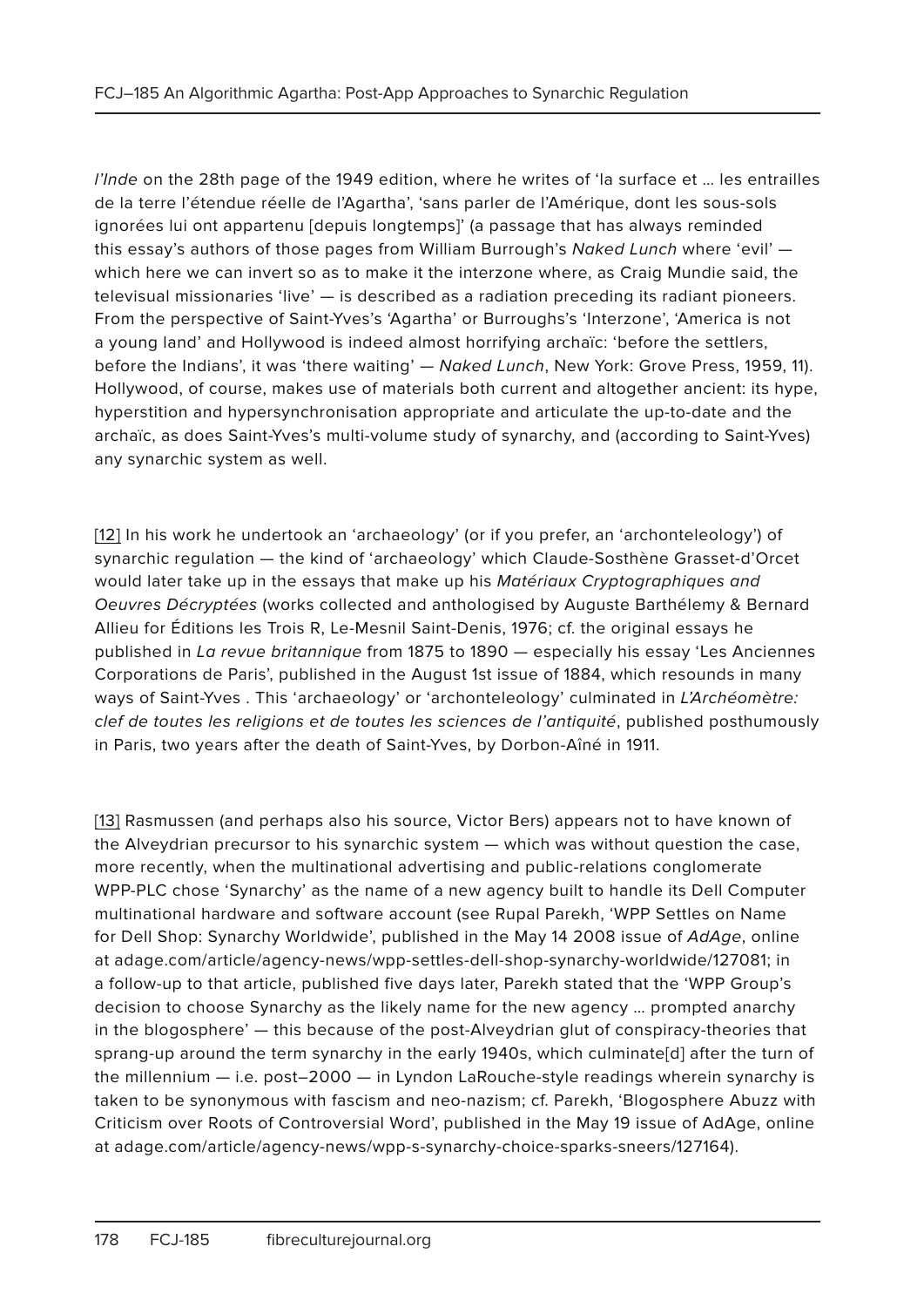*l'Inde* on the 28th page of the 1949 edition, where he writes of 'la surface et … les entrailles de la terre l'étendue réelle de l'Agartha', 'sans parler de l'Amérique, dont les sous-sols ignorées lui ont appartenu [depuis longtemps]' (a passage that has always reminded this essay's authors of those pages from William Burrough's *Naked Lunch* where 'evil' — which here we can invert so as to make it the interzone where, as Craig Mundie said, the televisual missionaries 'live' — is described as a radiation preceding its radiant pioneers. From the perspective of Saint-Yves's 'Agartha' or Burroughs's 'Interzone', 'America is not a young land' and Hollywood is indeed almost horrifying archaïc: 'before the settlers, before the Indians', it was 'there waiting' — *Naked Lunch*, New York: Grove Press, 1959, 11). Hollywood, of course, makes use of materials both current and altogether ancient: its hype, hyperstition and hypersynchronisation appropriate and articulate the up-to-date and the archaïc, as does Saint-Yves's multi-volume study of synarchy, and (according to Saint-Yves) any synarchic system as well.

[12] In his work he undertook an 'archaeology' (or if you prefer, an 'archonteleology') of synarchic regulation — the kind of 'archaeology' which Claude-Sosthène Grasset-d'Orcet would later take up in the essays that make up his *Matériaux Cryptographiques and Oeuvres Décryptées* (works collected and anthologised by Auguste Barthélemy & Bernard Allieu for Éditions les Trois R, Le-Mesnil Saint-Denis, 1976; cf. the original essays he published in *La revue britannique* from 1875 to 1890 — especially his essay 'Les Anciennes Corporations de Paris', published in the August 1st issue of 1884, which resounds in many ways of Saint-Yves . This 'archaeology' or 'archonteleology' culminated in *L'Archéomètre: clef de toutes les religions et de toutes les sciences de l'antiquité*, published posthumously in Paris, two years after the death of Saint-Yves, by Dorbon-Aîné in 1911.

[13] Rasmussen (and perhaps also his source, Victor Bers) appears not to have known of the Alveydrian precursor to his synarchic system — which was without question the case, more recently, when the multinational advertising and public-relations conglomerate WPP-PLC chose 'Synarchy' as the name of a new agency built to handle its Dell Computer multinational hardware and software account (see Rupal Parekh, 'WPP Settles on Name for Dell Shop: Synarchy Worldwide', published in the May 14 2008 issue of *AdAge*, online at adage.com/article/agency-news/wpp-settles-dell-shop-synarchy-worldwide/127081; in a follow-up to that article, published five days later, Parekh stated that the 'WPP Group's decision to choose Synarchy as the likely name for the new agency … prompted anarchy in the blogosphere' — this because of the post-Alveydrian glut of conspiracy-theories that sprang-up around the term synarchy in the early 1940s, which culminate[d] after the turn of the millennium — i.e. post–2000 — in Lyndon LaRouche-style readings wherein synarchy is taken to be synonymous with fascism and neo-nazism; cf. Parekh, 'Blogosphere Abuzz with Criticism over Roots of Controversial Word', published in the May 19 issue of AdAge, online at adage.com/article/agency-news/wpp-s-synarchy-choice-sparks-sneers/127164).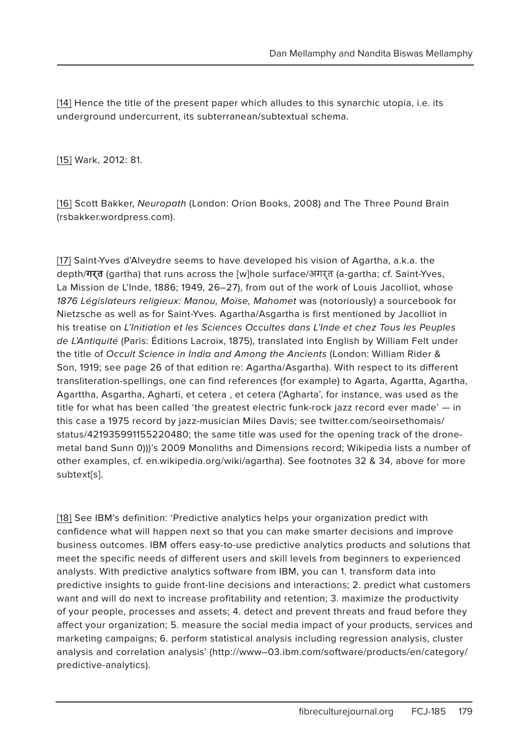[14] Hence the title of the present paper which alludes to this synarchic utopia, i.e. its underground undercurrent, its subterranean/subtextual schema.

[15] Wark, 2012: 81.

[16] Scott Bakker, *Neuropath* (London: Orion Books, 2008) and The Three Pound Brain (rsbakker.wordpress.com).

[17] Saint-Yves d'Alveydre seems to have developed his vision of Agartha, a.k.a. the depth/**गरत्** (gartha) that runs across the [w]hole surface/अगरत् (a-gartha; cf. Saint-Yves, La Mission de L'Inde, 1886; 1949, 26–27), from out of the work of Louis Jacolliot, whose *1876 Législateurs religieux: Manou, Moïse, Mahomet* was (notoriously) a sourcebook for Nietzsche as well as for Saint-Yves. Agartha/Asgartha is first mentioned by Jacolliot in his treatise on *L'Initiation et les Sciences Occultes dans L'Inde et chez Tous les Peuples de L'Antiquité* (Paris: Éditions Lacroix, 1875), translated into English by William Felt under the title of *Occult Science in India and Among the Ancients* (London: William Rider & Son, 1919; see page 26 of that edition re: Agartha/Asgartha). With respect to its different transliteration-spellings, one can find references (for example) to Agarta, Agartta, Agartha, Agarttha, Asgartha, Agharti, et cetera , et cetera ('Agharta', for instance, was used as the title for what has been called 'the greatest electric funk-rock jazz record ever made' — in this case a 1975 record by jazz-musician Miles Davis; see twitter.com/seoirsethomais/status/421935991155220480; the same title was used for the opening track of the drone-metal band Sunn 0)))'s 2009 Monoliths and Dimensions record; Wikipedia lists a number of other examples, cf. en.wikipedia.org/wiki/agartha). See footnotes 32 & 34, above for more subtext[s].

[18] See IBM's definition: 'Predictive analytics helps your organization predict with confidence what will happen next so that you can make smarter decisions and improve business outcomes. IBM offers easy-to-use predictive analytics products and solutions that meet the specific needs of different users and skill levels from beginners to experienced analysts. With predictive analytics software from IBM, you can 1. transform data into predictive insights to guide front-line decisions and interactions; 2. predict what customers want and will do next to increase profitability and retention; 3. maximize the productivity of your people, processes and assets; 4. detect and prevent threats and fraud before they affect your organization; 5. measure the social media impact of your products, services and marketing campaigns; 6. perform statistical analysis including regression analysis, cluster analysis and correlation analysis' (http://www–03.ibm.com/software/products/en/category/predictive-analytics).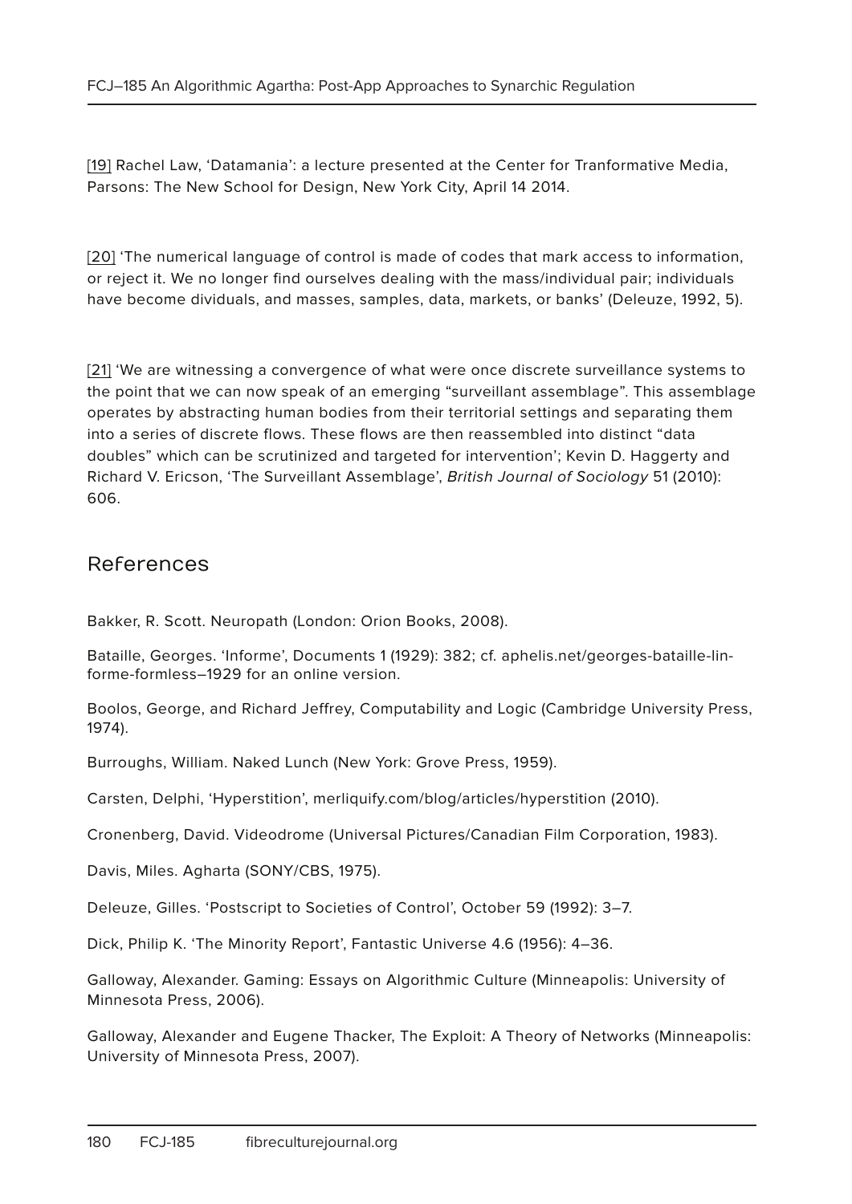[19] Rachel Law, 'Datamania': a lecture presented at the Center for Tranformative Media, Parsons: The New School for Design, New York City, April 14 2014.

[20] 'The numerical language of control is made of codes that mark access to information, or reject it. We no longer find ourselves dealing with the mass/individual pair; individuals have become dividuals, and masses, samples, data, markets, or banks' (Deleuze, 1992, 5).

[21] 'We are witnessing a convergence of what were once discrete surveillance systems to the point that we can now speak of an emerging "surveillant assemblage". This assemblage operates by abstracting human bodies from their territorial settings and separating them into a series of discrete flows. These flows are then reassembled into distinct "data doubles" which can be scrutinized and targeted for intervention'; Kevin D. Haggerty and Richard V. Ericson, 'The Surveillant Assemblage', *British Journal of Sociology* 51 (2010): 606.

## References

Bakker, R. Scott. Neuropath (London: Orion Books, 2008).

Bataille, Georges. 'Informe', Documents 1 (1929): 382; cf. aphelis.net/georges-bataille-linforme-formless–1929 for an online version.

Boolos, George, and Richard Jeffrey, Computability and Logic (Cambridge University Press, 1974).

Burroughs, William. Naked Lunch (New York: Grove Press, 1959).

Carsten, Delphi, 'Hyperstition', merliquify.com/blog/articles/hyperstition (2010).

Cronenberg, David. Videodrome (Universal Pictures/Canadian Film Corporation, 1983).

Davis, Miles. Agharta (SONY/CBS, 1975).

Deleuze, Gilles. 'Postscript to Societies of Control', October 59 (1992): 3–7.

Dick, Philip K. 'The Minority Report', Fantastic Universe 4.6 (1956): 4–36.

Galloway, Alexander. Gaming: Essays on Algorithmic Culture (Minneapolis: University of Minnesota Press, 2006).

Galloway, Alexander and Eugene Thacker, The Exploit: A Theory of Networks (Minneapolis: University of Minnesota Press, 2007).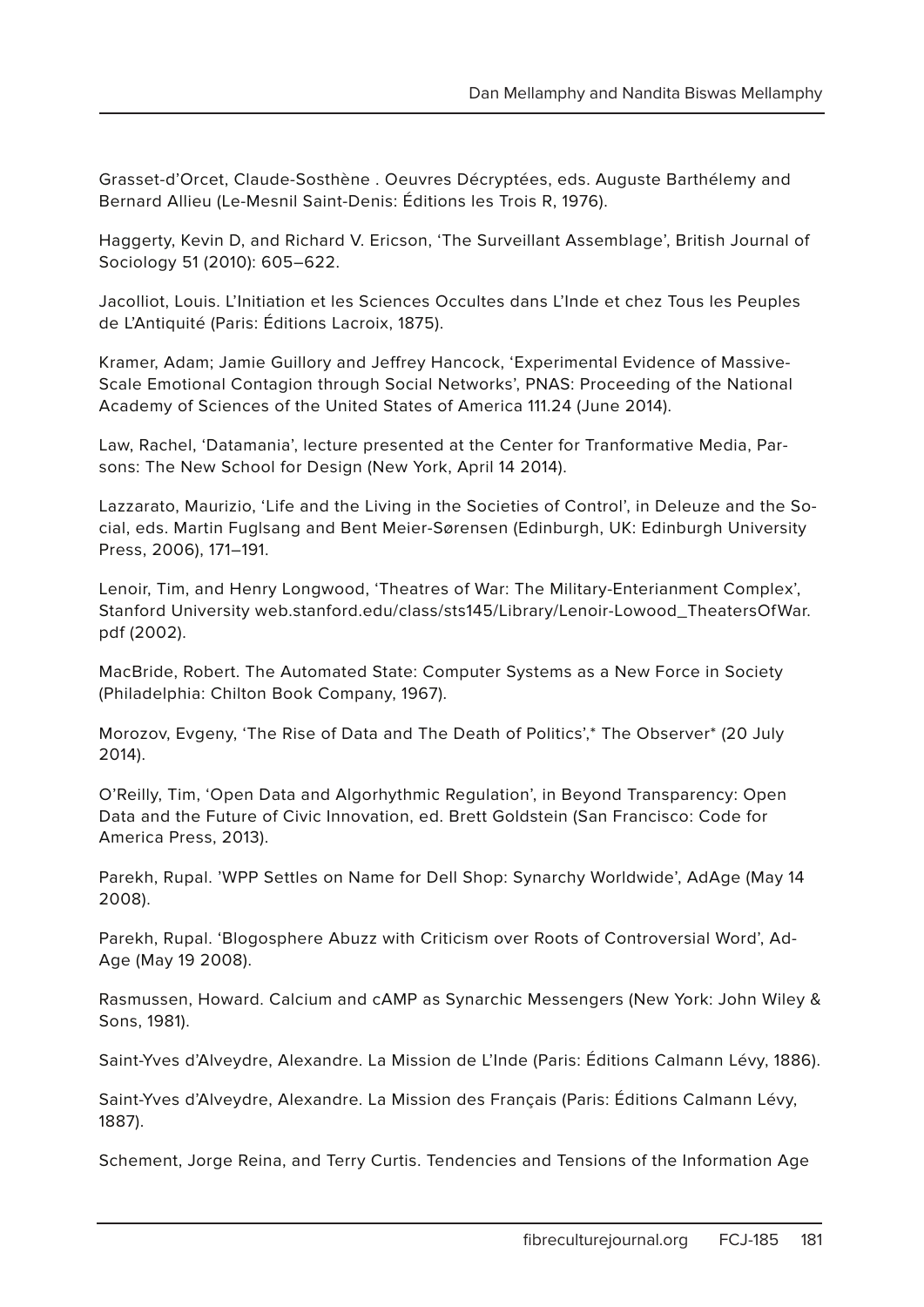Grasset-d'Orcet, Claude-Sosthène . Oeuvres Décryptées, eds. Auguste Barthélemy and Bernard Allieu (Le-Mesnil Saint-Denis: Éditions les Trois R, 1976).

Haggerty, Kevin D, and Richard V. Ericson, 'The Surveillant Assemblage', British Journal of Sociology 51 (2010): 605–622.

Jacolliot, Louis. L'Initiation et les Sciences Occultes dans L'Inde et chez Tous les Peuples de L'Antiquité (Paris: Éditions Lacroix, 1875).

Kramer, Adam; Jamie Guillory and Jeffrey Hancock, 'Experimental Evidence of Massive-Scale Emotional Contagion through Social Networks', PNAS: Proceeding of the National Academy of Sciences of the United States of America 111.24 (June 2014).

Law, Rachel, 'Datamania', lecture presented at the Center for Tranformative Media, Parsons: The New School for Design (New York, April 14 2014).

Lazzarato, Maurizio, 'Life and the Living in the Societies of Control', in Deleuze and the Social, eds. Martin Fuglsang and Bent Meier-Sørensen (Edinburgh, UK: Edinburgh University Press, 2006), 171–191.

Lenoir, Tim, and Henry Longwood, 'Theatres of War: The Military-Enterianment Complex', Stanford University web.stanford.edu/class/sts145/Library/Lenoir-Lowood_TheatersOfWar.pdf (2002).

MacBride, Robert. The Automated State: Computer Systems as a New Force in Society (Philadelphia: Chilton Book Company, 1967).

Morozov, Evgeny, 'The Rise of Data and The Death of Politics',* The Observer* (20 July 2014).

O'Reilly, Tim, 'Open Data and Algorhythmic Regulation', in Beyond Transparency: Open Data and the Future of Civic Innovation, ed. Brett Goldstein (San Francisco: Code for America Press, 2013).

Parekh, Rupal. 'WPP Settles on Name for Dell Shop: Synarchy Worldwide', AdAge (May 14 2008).

Parekh, Rupal. 'Blogosphere Abuzz with Criticism over Roots of Controversial Word', Ad-Age (May 19 2008).

Rasmussen, Howard. Calcium and cAMP as Synarchic Messengers (New York: John Wiley & Sons, 1981).

Saint-Yves d'Alveydre, Alexandre. La Mission de L'Inde (Paris: Éditions Calmann Lévy, 1886).

Saint-Yves d'Alveydre, Alexandre. La Mission des Français (Paris: Éditions Calmann Lévy, 1887).

Schement, Jorge Reina, and Terry Curtis. Tendencies and Tensions of the Information Age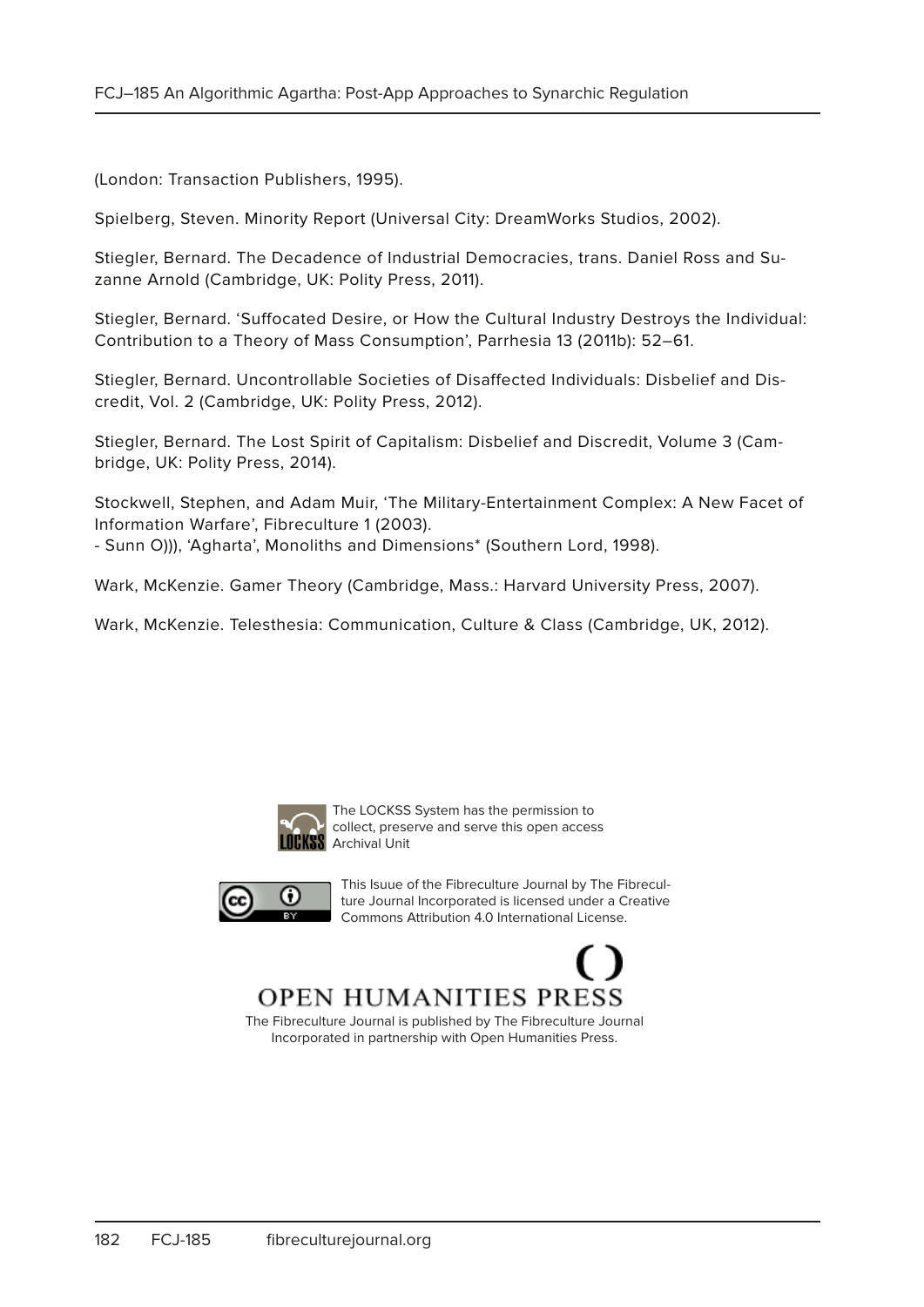(London: Transaction Publishers, 1995).

Spielberg, Steven. Minority Report (Universal City: DreamWorks Studios, 2002).

Stiegler, Bernard. The Decadence of Industrial Democracies, trans. Daniel Ross and Suzanne Arnold (Cambridge, UK: Polity Press, 2011).

Stiegler, Bernard. 'Suffocated Desire, or How the Cultural Industry Destroys the Individual: Contribution to a Theory of Mass Consumption', Parrhesia 13 (2011b): 52–61.

Stiegler, Bernard. Uncontrollable Societies of Disaffected Individuals: Disbelief and Discredit, Vol. 2 (Cambridge, UK: Polity Press, 2012).

Stiegler, Bernard. The Lost Spirit of Capitalism: Disbelief and Discredit, Volume 3 (Cambridge, UK: Polity Press, 2014).

Stockwell, Stephen, and Adam Muir, 'The Military-Entertainment Complex: A New Facet of Information Warfare', Fibreculture 1 (2003).
- Sunn O))), 'Agharta', Monoliths and Dimensions* (Southern Lord, 1998).

Wark, McKenzie. Gamer Theory (Cambridge, Mass.: Harvard University Press, 2007).

Wark, McKenzie. Telesthesia: Communication, Culture & Class (Cambridge, UK, 2012).

The LOCKSS System has the permission to collect, preserve and serve this open access Archival Unit

This Isuue of the Fibreculture Journal by The Fibreculture Journal Incorporated is licensed under a Creative Commons Attribution 4.0 International License.

OPEN HUMANITIES PRESS

The Fibreculture Journal is published by The Fibreculture Journal Incorporated in partnership with Open Humanities Press.